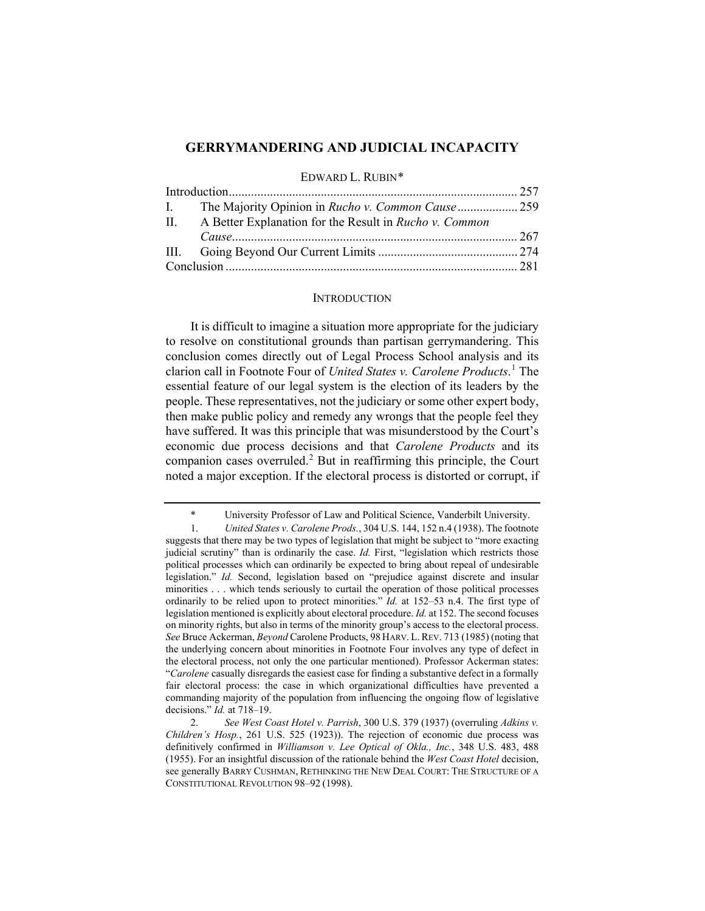# GERRYMANDERING AND JUDICIAL INCAPACITY

EDWARD L. RUBIN*

| | |
|---|---|
| Introduction | 257 |
| I. The Majority Opinion in *Rucho v. Common Cause* | 259 |
| II. A Better Explanation for the Result in *Rucho v. Common Cause* | 267 |
| III. Going Beyond Our Current Limits | 274 |
| Conclusion | 281 |

## INTRODUCTION

It is difficult to imagine a situation more appropriate for the judiciary to resolve on constitutional grounds than partisan gerrymandering. This conclusion comes directly out of Legal Process School analysis and its clarion call in Footnote Four of *United States v. Carolene Products*.[1] The essential feature of our legal system is the election of its leaders by the people. These representatives, not the judiciary or some other expert body, then make public policy and remedy any wrongs that the people feel they have suffered. It was this principle that was misunderstood by the Court's economic due process decisions and that *Carolene Products* and its companion cases overruled.[2] But in reaffirming this principle, the Court noted a major exception. If the electoral process is distorted or corrupt, if

---

\* University Professor of Law and Political Science, Vanderbilt University.

1. *United States v. Carolene Prods.*, 304 U.S. 144, 152 n.4 (1938). The footnote suggests that there may be two types of legislation that might be subject to "more exacting judicial scrutiny" than is ordinarily the case. *Id.* First, "legislation which restricts those political processes which can ordinarily be expected to bring about repeal of undesirable legislation." *Id.* Second, legislation based on "prejudice against discrete and insular minorities . . . which tends seriously to curtail the operation of those political processes ordinarily to be relied upon to protect minorities." *Id.* at 152–53 n.4. The first type of legislation mentioned is explicitly about electoral procedure. *Id.* at 152. The second focuses on minority rights, but also in terms of the minority group's access to the electoral process. *See* Bruce Ackerman, *Beyond* Carolene Products, 98 HARV. L. REV. 713 (1985) (noting that the underlying concern about minorities in Footnote Four involves any type of defect in the electoral process, not only the one particular mentioned). Professor Ackerman states: "*Carolene* casually disregards the easiest case for finding a substantive defect in a formally fair electoral process: the case in which organizational difficulties have prevented a commanding majority of the population from influencing the ongoing flow of legislative decisions." *Id.* at 718–19.

2. *See West Coast Hotel v. Parrish*, 300 U.S. 379 (1937) (overruling *Adkins v. Children's Hosp.*, 261 U.S. 525 (1923)). The rejection of economic due process was definitively confirmed in *Williamson v. Lee Optical of Okla., Inc.*, 348 U.S. 483, 488 (1955). For an insightful discussion of the rationale behind the *West Coast Hotel* decision, see generally BARRY CUSHMAN, RETHINKING THE NEW DEAL COURT: THE STRUCTURE OF A CONSTITUTIONAL REVOLUTION 98–92 (1998).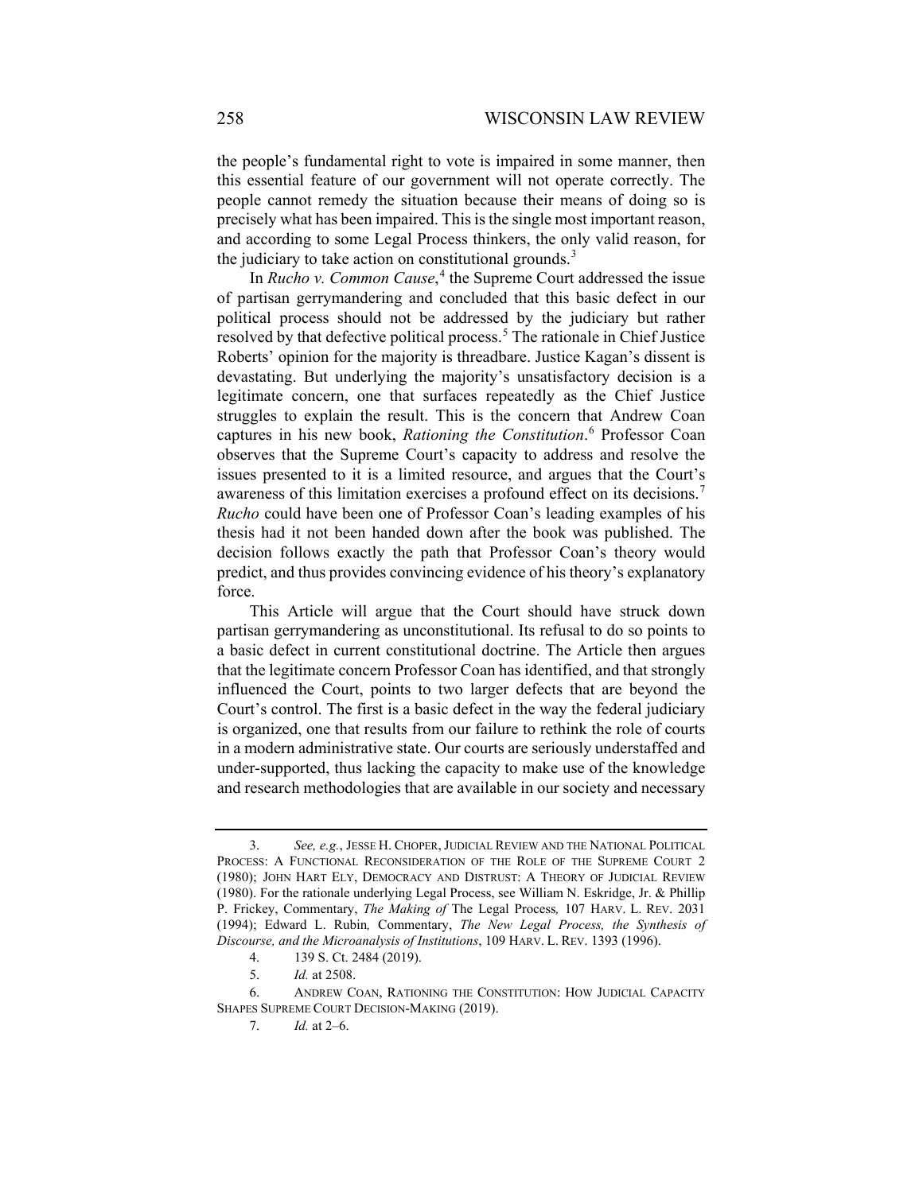the people's fundamental right to vote is impaired in some manner, then this essential feature of our government will not operate correctly. The people cannot remedy the situation because their means of doing so is precisely what has been impaired. This is the single most important reason, and according to some Legal Process thinkers, the only valid reason, for the judiciary to take action on constitutional grounds.[3]

In *Rucho v. Common Cause*,[4] the Supreme Court addressed the issue of partisan gerrymandering and concluded that this basic defect in our political process should not be addressed by the judiciary but rather resolved by that defective political process.[5] The rationale in Chief Justice Roberts' opinion for the majority is threadbare. Justice Kagan's dissent is devastating. But underlying the majority's unsatisfactory decision is a legitimate concern, one that surfaces repeatedly as the Chief Justice struggles to explain the result. This is the concern that Andrew Coan captures in his new book, *Rationing the Constitution*.[6] Professor Coan observes that the Supreme Court's capacity to address and resolve the issues presented to it is a limited resource, and argues that the Court's awareness of this limitation exercises a profound effect on its decisions.[7] *Rucho* could have been one of Professor Coan's leading examples of his thesis had it not been handed down after the book was published. The decision follows exactly the path that Professor Coan's theory would predict, and thus provides convincing evidence of his theory's explanatory force.

This Article will argue that the Court should have struck down partisan gerrymandering as unconstitutional. Its refusal to do so points to a basic defect in current constitutional doctrine. The Article then argues that the legitimate concern Professor Coan has identified, and that strongly influenced the Court, points to two larger defects that are beyond the Court's control. The first is a basic defect in the way the federal judiciary is organized, one that results from our failure to rethink the role of courts in a modern administrative state. Our courts are seriously understaffed and under-supported, thus lacking the capacity to make use of the knowledge and research methodologies that are available in our society and necessary

---

3. *See, e.g.*, JESSE H. CHOPER, JUDICIAL REVIEW AND THE NATIONAL POLITICAL PROCESS: A FUNCTIONAL RECONSIDERATION OF THE ROLE OF THE SUPREME COURT 2 (1980); JOHN HART ELY, DEMOCRACY AND DISTRUST: A THEORY OF JUDICIAL REVIEW (1980). For the rationale underlying Legal Process, see William N. Eskridge, Jr. & Phillip P. Frickey, Commentary, *The Making of* The Legal Process*,* 107 HARV. L. REV. 2031 (1994); Edward L. Rubin*,* Commentary, *The New Legal Process, the Synthesis of Discourse, and the Microanalysis of Institutions*, 109 HARV. L. REV. 1393 (1996).

4. 139 S. Ct. 2484 (2019).

5. *Id.* at 2508.

6. ANDREW COAN, RATIONING THE CONSTITUTION: HOW JUDICIAL CAPACITY SHAPES SUPREME COURT DECISION-MAKING (2019).

7. *Id.* at 2–6.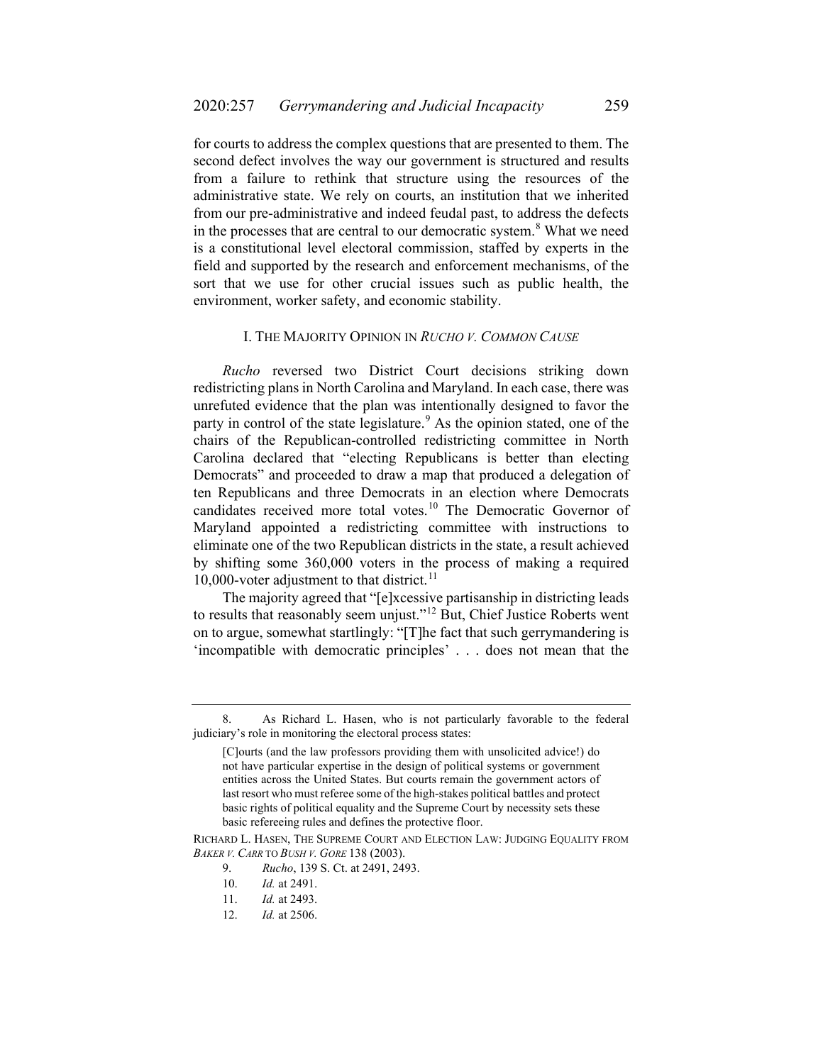for courts to address the complex questions that are presented to them. The second defect involves the way our government is structured and results from a failure to rethink that structure using the resources of the administrative state. We rely on courts, an institution that we inherited from our pre-administrative and indeed feudal past, to address the defects in the processes that are central to our democratic system.[8] What we need is a constitutional level electoral commission, staffed by experts in the field and supported by the research and enforcement mechanisms, of the sort that we use for other crucial issues such as public health, the environment, worker safety, and economic stability.

## I. THE MAJORITY OPINION IN *RUCHO V. COMMON CAUSE*

*Rucho* reversed two District Court decisions striking down redistricting plans in North Carolina and Maryland. In each case, there was unrefuted evidence that the plan was intentionally designed to favor the party in control of the state legislature.[9] As the opinion stated, one of the chairs of the Republican-controlled redistricting committee in North Carolina declared that "electing Republicans is better than electing Democrats" and proceeded to draw a map that produced a delegation of ten Republicans and three Democrats in an election where Democrats candidates received more total votes.[10] The Democratic Governor of Maryland appointed a redistricting committee with instructions to eliminate one of the two Republican districts in the state, a result achieved by shifting some 360,000 voters in the process of making a required 10,000-voter adjustment to that district.[11]

The majority agreed that "[e]xcessive partisanship in districting leads to results that reasonably seem unjust."[12] But, Chief Justice Roberts went on to argue, somewhat startlingly: "[T]he fact that such gerrymandering is 'incompatible with democratic principles' . . . does not mean that the

---

8. As Richard L. Hasen, who is not particularly favorable to the federal judiciary's role in monitoring the electoral process states:

> [C]ourts (and the law professors providing them with unsolicited advice!) do not have particular expertise in the design of political systems or government entities across the United States. But courts remain the government actors of last resort who must referee some of the high-stakes political battles and protect basic rights of political equality and the Supreme Court by necessity sets these basic refereeing rules and defines the protective floor.

RICHARD L. HASEN, THE SUPREME COURT AND ELECTION LAW: JUDGING EQUALITY FROM *BAKER V. CARR* TO *BUSH V. GORE* 138 (2003).

9. *Rucho*, 139 S. Ct. at 2491, 2493.

10. *Id.* at 2491.

11. *Id.* at 2493.

12. *Id.* at 2506.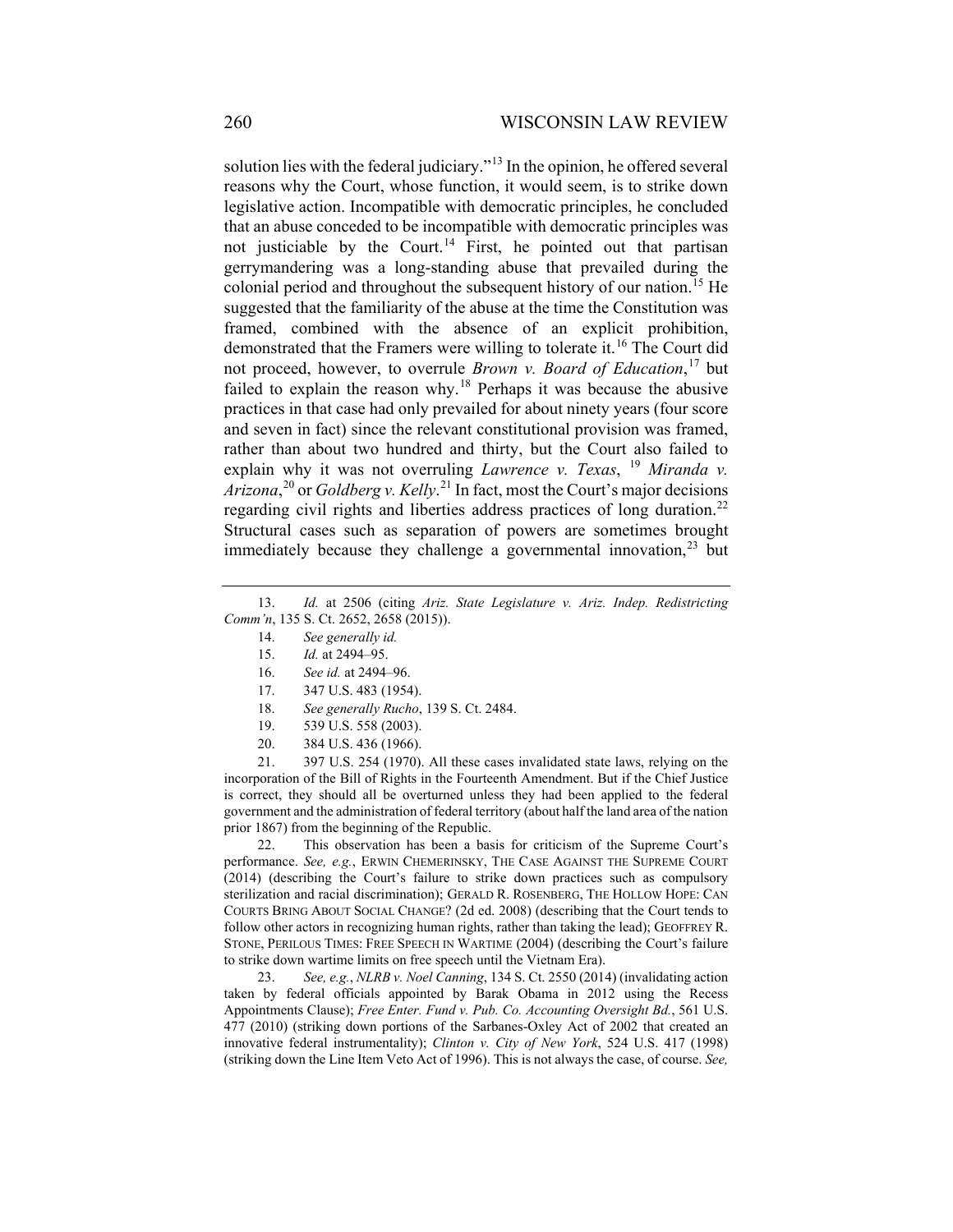solution lies with the federal judiciary."[13] In the opinion, he offered several reasons why the Court, whose function, it would seem, is to strike down legislative action. Incompatible with democratic principles, he concluded that an abuse conceded to be incompatible with democratic principles was not justiciable by the Court.[14] First, he pointed out that partisan gerrymandering was a long-standing abuse that prevailed during the colonial period and throughout the subsequent history of our nation.[15] He suggested that the familiarity of the abuse at the time the Constitution was framed, combined with the absence of an explicit prohibition, demonstrated that the Framers were willing to tolerate it.[16] The Court did not proceed, however, to overrule *Brown v. Board of Education*,[17] but failed to explain the reason why.[18] Perhaps it was because the abusive practices in that case had only prevailed for about ninety years (four score and seven in fact) since the relevant constitutional provision was framed, rather than about two hundred and thirty, but the Court also failed to explain why it was not overruling *Lawrence v. Texas*,[19] *Miranda v. Arizona*,[20] or *Goldberg v. Kelly*.[21] In fact, most the Court's major decisions regarding civil rights and liberties address practices of long duration.[22] Structural cases such as separation of powers are sometimes brought immediately because they challenge a governmental innovation,[23] but

---

13. *Id.* at 2506 (citing *Ariz. State Legislature v. Ariz. Indep. Redistricting Comm'n*, 135 S. Ct. 2652, 2658 (2015)).

14. *See generally id.*

15. *Id.* at 2494–95.

16. *See id.* at 2494–96.

17. 347 U.S. 483 (1954).

18. *See generally Rucho*, 139 S. Ct. 2484.

19. 539 U.S. 558 (2003).

20. 384 U.S. 436 (1966).

21. 397 U.S. 254 (1970). All these cases invalidated state laws, relying on the incorporation of the Bill of Rights in the Fourteenth Amendment. But if the Chief Justice is correct, they should all be overturned unless they had been applied to the federal government and the administration of federal territory (about half the land area of the nation prior 1867) from the beginning of the Republic.

22. This observation has been a basis for criticism of the Supreme Court's performance. *See, e.g.*, ERWIN CHEMERINSKY, THE CASE AGAINST THE SUPREME COURT (2014) (describing the Court's failure to strike down practices such as compulsory sterilization and racial discrimination); GERALD R. ROSENBERG, THE HOLLOW HOPE: CAN COURTS BRING ABOUT SOCIAL CHANGE? (2d ed. 2008) (describing that the Court tends to follow other actors in recognizing human rights, rather than taking the lead); GEOFFREY R. STONE, PERILOUS TIMES: FREE SPEECH IN WARTIME (2004) (describing the Court's failure to strike down wartime limits on free speech until the Vietnam Era).

23. *See, e.g.*, *NLRB v. Noel Canning*, 134 S. Ct. 2550 (2014) (invalidating action taken by federal officials appointed by Barak Obama in 2012 using the Recess Appointments Clause); *Free Enter. Fund v. Pub. Co. Accounting Oversight Bd.*, 561 U.S. 477 (2010) (striking down portions of the Sarbanes-Oxley Act of 2002 that created an innovative federal instrumentality); *Clinton v. City of New York*, 524 U.S. 417 (1998) (striking down the Line Item Veto Act of 1996). This is not always the case, of course. *See,*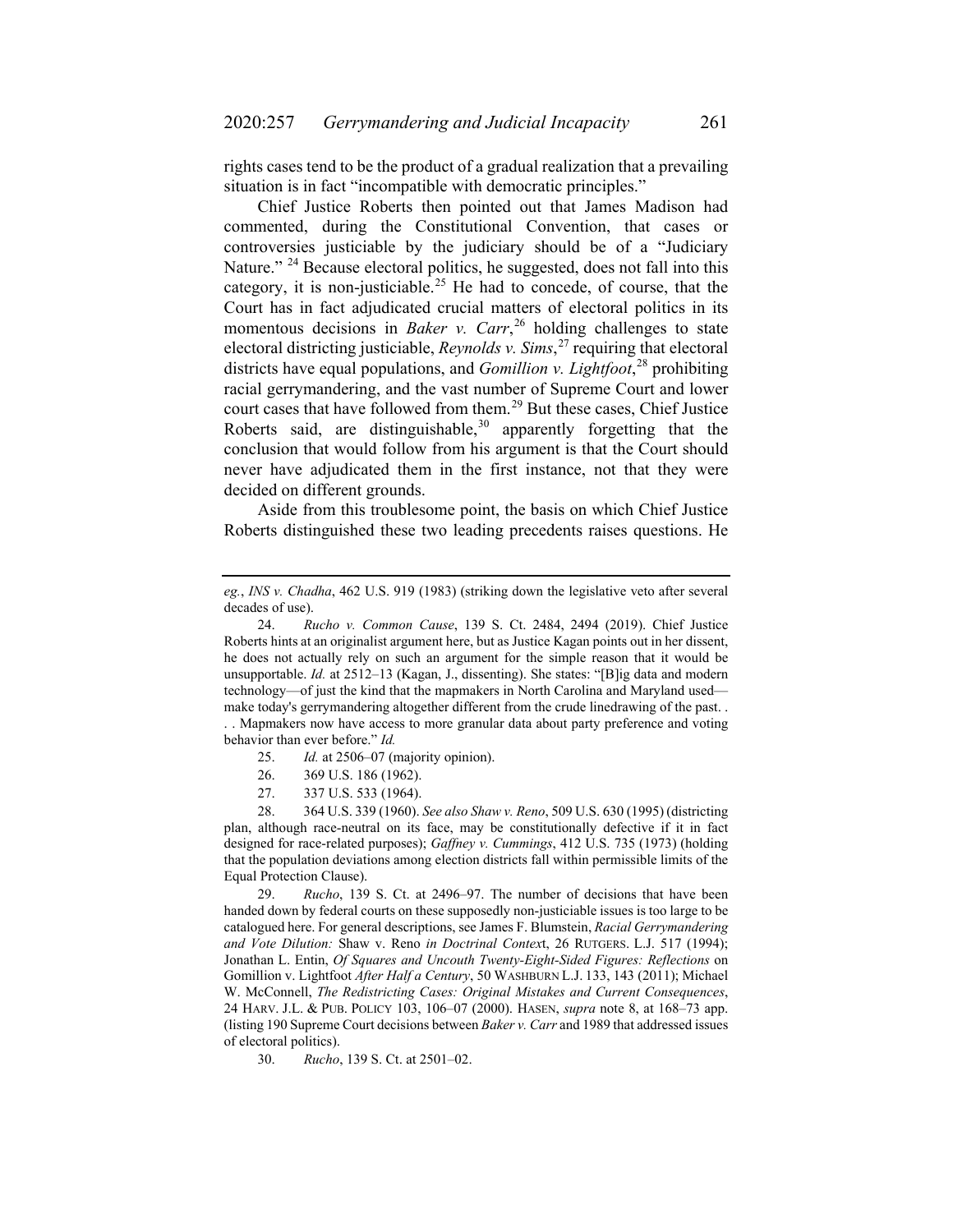rights cases tend to be the product of a gradual realization that a prevailing situation is in fact "incompatible with democratic principles."

Chief Justice Roberts then pointed out that James Madison had commented, during the Constitutional Convention, that cases or controversies justiciable by the judiciary should be of a "Judiciary Nature." [24] Because electoral politics, he suggested, does not fall into this category, it is non-justiciable.[25] He had to concede, of course, that the Court has in fact adjudicated crucial matters of electoral politics in its momentous decisions in *Baker v. Carr*,[26] holding challenges to state electoral districting justiciable, *Reynolds v. Sims*,[27] requiring that electoral districts have equal populations, and *Gomillion v. Lightfoot*,[28] prohibiting racial gerrymandering, and the vast number of Supreme Court and lower court cases that have followed from them.[29] But these cases, Chief Justice Roberts said, are distinguishable,[30] apparently forgetting that the conclusion that would follow from his argument is that the Court should never have adjudicated them in the first instance, not that they were decided on different grounds.

Aside from this troublesome point, the basis on which Chief Justice Roberts distinguished these two leading precedents raises questions. He

---

*eg.*, *INS v. Chadha*, 462 U.S. 919 (1983) (striking down the legislative veto after several decades of use).

24. *Rucho v. Common Cause*, 139 S. Ct. 2484, 2494 (2019). Chief Justice Roberts hints at an originalist argument here, but as Justice Kagan points out in her dissent, he does not actually rely on such an argument for the simple reason that it would be unsupportable. *Id.* at 2512–13 (Kagan, J., dissenting). She states: "[B]ig data and modern technology—of just the kind that the mapmakers in North Carolina and Maryland used—make today's gerrymandering altogether different from the crude linedrawing of the past. . . . Mapmakers now have access to more granular data about party preference and voting behavior than ever before." *Id.*

25. *Id.* at 2506–07 (majority opinion).

26. 369 U.S. 186 (1962).

27. 337 U.S. 533 (1964).

28. 364 U.S. 339 (1960). *See also Shaw v. Reno*, 509 U.S. 630 (1995) (districting plan, although race-neutral on its face, may be constitutionally defective if it in fact designed for race-related purposes); *Gaffney v. Cummings*, 412 U.S. 735 (1973) (holding that the population deviations among election districts fall within permissible limits of the Equal Protection Clause).

29. *Rucho*, 139 S. Ct. at 2496–97. The number of decisions that have been handed down by federal courts on these supposedly non-justiciable issues is too large to be catalogued here. For general descriptions, see James F. Blumstein, *Racial Gerrymandering and Vote Dilution:* Shaw v. Reno *in Doctrinal Context*, 26 RUTGERS. L.J. 517 (1994); Jonathan L. Entin, *Of Squares and Uncouth Twenty-Eight-Sided Figures: Reflections* on Gomillion v. Lightfoot *After Half a Century*, 50 WASHBURN L.J. 133, 143 (2011); Michael W. McConnell, *The Redistricting Cases: Original Mistakes and Current Consequences*, 24 HARV. J.L. & PUB. POLICY 103, 106–07 (2000). HASEN, *supra* note 8, at 168–73 app. (listing 190 Supreme Court decisions between *Baker v. Carr* and 1989 that addressed issues of electoral politics).

30. *Rucho*, 139 S. Ct. at 2501–02.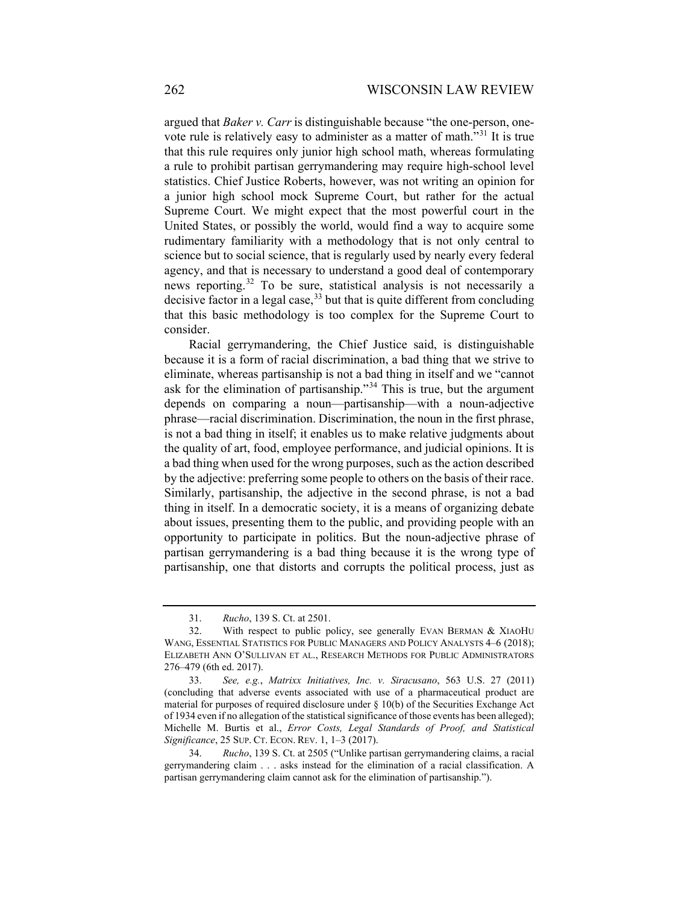argued that *Baker v. Carr* is distinguishable because "the one-person, one-vote rule is relatively easy to administer as a matter of math."[31] It is true that this rule requires only junior high school math, whereas formulating a rule to prohibit partisan gerrymandering may require high-school level statistics. Chief Justice Roberts, however, was not writing an opinion for a junior high school mock Supreme Court, but rather for the actual Supreme Court. We might expect that the most powerful court in the United States, or possibly the world, would find a way to acquire some rudimentary familiarity with a methodology that is not only central to science but to social science, that is regularly used by nearly every federal agency, and that is necessary to understand a good deal of contemporary news reporting.[32] To be sure, statistical analysis is not necessarily a decisive factor in a legal case,[33] but that is quite different from concluding that this basic methodology is too complex for the Supreme Court to consider.

Racial gerrymandering, the Chief Justice said, is distinguishable because it is a form of racial discrimination, a bad thing that we strive to eliminate, whereas partisanship is not a bad thing in itself and we "cannot ask for the elimination of partisanship."[34] This is true, but the argument depends on comparing a noun—partisanship—with a noun-adjective phrase—racial discrimination. Discrimination, the noun in the first phrase, is not a bad thing in itself; it enables us to make relative judgments about the quality of art, food, employee performance, and judicial opinions. It is a bad thing when used for the wrong purposes, such as the action described by the adjective: preferring some people to others on the basis of their race. Similarly, partisanship, the adjective in the second phrase, is not a bad thing in itself. In a democratic society, it is a means of organizing debate about issues, presenting them to the public, and providing people with an opportunity to participate in politics. But the noun-adjective phrase of partisan gerrymandering is a bad thing because it is the wrong type of partisanship, one that distorts and corrupts the political process, just as

---

31. *Rucho*, 139 S. Ct. at 2501.

32. With respect to public policy, see generally EVAN BERMAN & XIAOHU WANG, ESSENTIAL STATISTICS FOR PUBLIC MANAGERS AND POLICY ANALYSTS 4–6 (2018); ELIZABETH ANN O'SULLIVAN ET AL., RESEARCH METHODS FOR PUBLIC ADMINISTRATORS 276–479 (6th ed. 2017).

33. *See, e.g.*, *Matrixx Initiatives, Inc. v. Siracusano*, 563 U.S. 27 (2011) (concluding that adverse events associated with use of a pharmaceutical product are material for purposes of required disclosure under § 10(b) of the Securities Exchange Act of 1934 even if no allegation of the statistical significance of those events has been alleged); Michelle M. Burtis et al., *Error Costs, Legal Standards of Proof, and Statistical Significance*, 25 SUP. CT. ECON. REV. 1, 1–3 (2017).

34. *Rucho*, 139 S. Ct. at 2505 ("Unlike partisan gerrymandering claims, a racial gerrymandering claim . . . asks instead for the elimination of a racial classification. A partisan gerrymandering claim cannot ask for the elimination of partisanship.").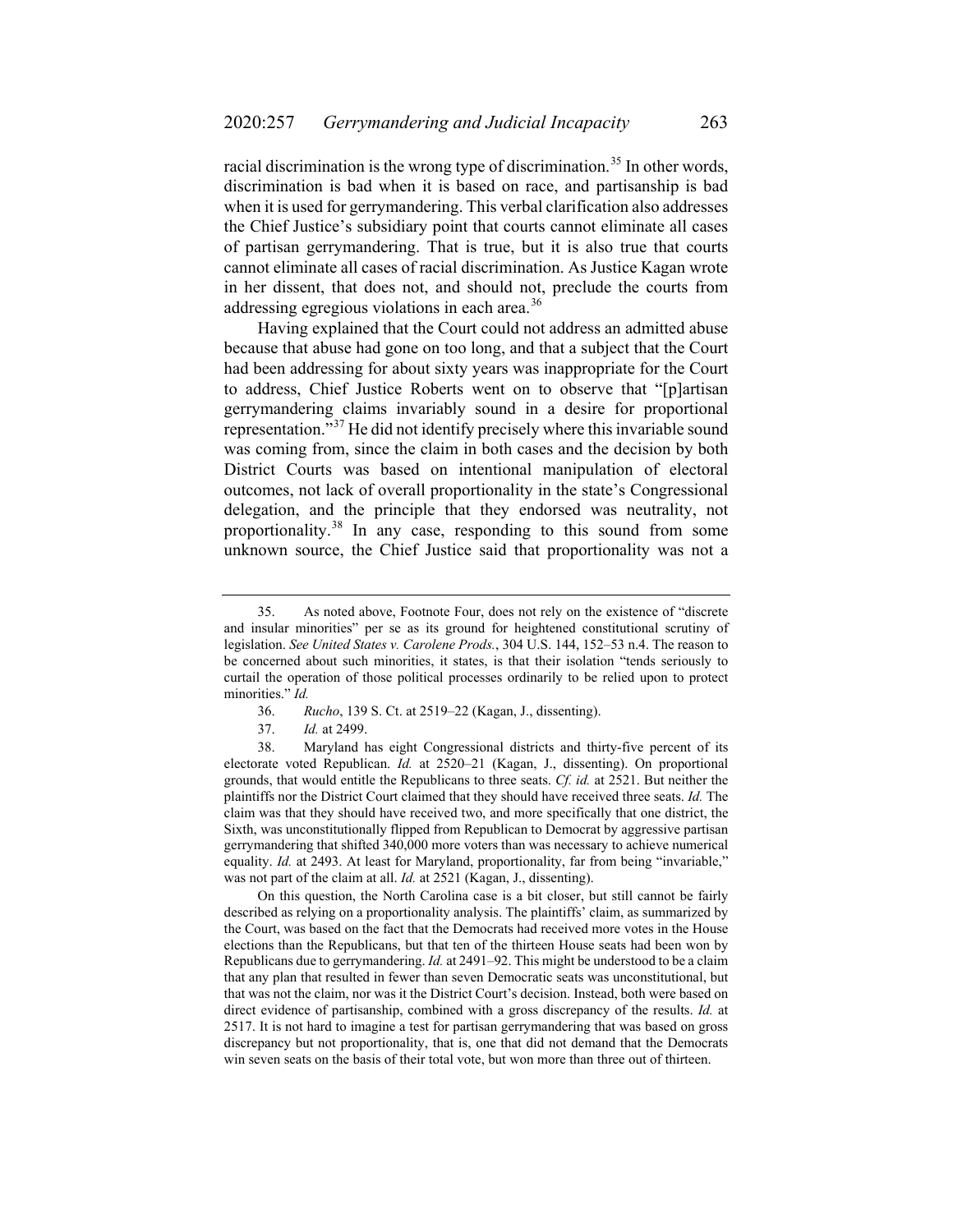racial discrimination is the wrong type of discrimination.[35] In other words, discrimination is bad when it is based on race, and partisanship is bad when it is used for gerrymandering. This verbal clarification also addresses the Chief Justice's subsidiary point that courts cannot eliminate all cases of partisan gerrymandering. That is true, but it is also true that courts cannot eliminate all cases of racial discrimination. As Justice Kagan wrote in her dissent, that does not, and should not, preclude the courts from addressing egregious violations in each area.[36]

Having explained that the Court could not address an admitted abuse because that abuse had gone on too long, and that a subject that the Court had been addressing for about sixty years was inappropriate for the Court to address, Chief Justice Roberts went on to observe that "[p]artisan gerrymandering claims invariably sound in a desire for proportional representation."[37] He did not identify precisely where this invariable sound was coming from, since the claim in both cases and the decision by both District Courts was based on intentional manipulation of electoral outcomes, not lack of overall proportionality in the state's Congressional delegation, and the principle that they endorsed was neutrality, not proportionality.[38] In any case, responding to this sound from some unknown source, the Chief Justice said that proportionality was not a

---

35. As noted above, Footnote Four, does not rely on the existence of "discrete and insular minorities" per se as its ground for heightened constitutional scrutiny of legislation. *See United States v. Carolene Prods.*, 304 U.S. 144, 152–53 n.4. The reason to be concerned about such minorities, it states, is that their isolation "tends seriously to curtail the operation of those political processes ordinarily to be relied upon to protect minorities." *Id.*

36. *Rucho*, 139 S. Ct. at 2519–22 (Kagan, J., dissenting).

37. *Id.* at 2499.

38. Maryland has eight Congressional districts and thirty-five percent of its electorate voted Republican. *Id.* at 2520–21 (Kagan, J., dissenting). On proportional grounds, that would entitle the Republicans to three seats. *Cf. id.* at 2521. But neither the plaintiffs nor the District Court claimed that they should have received three seats. *Id.* The claim was that they should have received two, and more specifically that one district, the Sixth, was unconstitutionally flipped from Republican to Democrat by aggressive partisan gerrymandering that shifted 340,000 more voters than was necessary to achieve numerical equality. *Id.* at 2493. At least for Maryland, proportionality, far from being "invariable," was not part of the claim at all. *Id.* at 2521 (Kagan, J., dissenting).

On this question, the North Carolina case is a bit closer, but still cannot be fairly described as relying on a proportionality analysis. The plaintiffs' claim, as summarized by the Court, was based on the fact that the Democrats had received more votes in the House elections than the Republicans, but that ten of the thirteen House seats had been won by Republicans due to gerrymandering. *Id.* at 2491–92. This might be understood to be a claim that any plan that resulted in fewer than seven Democratic seats was unconstitutional, but that was not the claim, nor was it the District Court's decision. Instead, both were based on direct evidence of partisanship, combined with a gross discrepancy of the results. *Id.* at 2517. It is not hard to imagine a test for partisan gerrymandering that was based on gross discrepancy but not proportionality, that is, one that did not demand that the Democrats win seven seats on the basis of their total vote, but won more than three out of thirteen.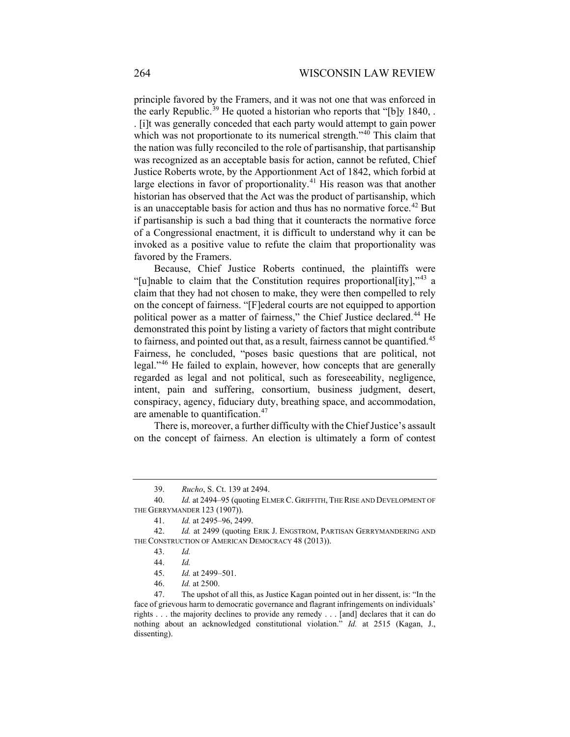principle favored by the Framers, and it was not one that was enforced in the early Republic.[39] He quoted a historian who reports that "[b]y 1840, . . [i]t was generally conceded that each party would attempt to gain power which was not proportionate to its numerical strength."[40] This claim that the nation was fully reconciled to the role of partisanship, that partisanship was recognized as an acceptable basis for action, cannot be refuted, Chief Justice Roberts wrote, by the Apportionment Act of 1842, which forbid at large elections in favor of proportionality.[41] His reason was that another historian has observed that the Act was the product of partisanship, which is an unacceptable basis for action and thus has no normative force.[42] But if partisanship is such a bad thing that it counteracts the normative force of a Congressional enactment, it is difficult to understand why it can be invoked as a positive value to refute the claim that proportionality was favored by the Framers.

Because, Chief Justice Roberts continued, the plaintiffs were "[u]nable to claim that the Constitution requires proportional[ity],"[43] a claim that they had not chosen to make, they were then compelled to rely on the concept of fairness. "[F]ederal courts are not equipped to apportion political power as a matter of fairness," the Chief Justice declared.[44] He demonstrated this point by listing a variety of factors that might contribute to fairness, and pointed out that, as a result, fairness cannot be quantified.[45] Fairness, he concluded, "poses basic questions that are political, not legal."[46] He failed to explain, however, how concepts that are generally regarded as legal and not political, such as foreseeability, negligence, intent, pain and suffering, consortium, business judgment, desert, conspiracy, agency, fiduciary duty, breathing space, and accommodation, are amenable to quantification.[47]

There is, moreover, a further difficulty with the Chief Justice's assault on the concept of fairness. An election is ultimately a form of contest

---

39. *Rucho*, S. Ct. 139 at 2494.

40. *Id.* at 2494–95 (quoting ELMER C. GRIFFITH, THE RISE AND DEVELOPMENT OF THE GERRYMANDER 123 (1907)).

41. *Id.* at 2495–96, 2499.

42. *Id.* at 2499 (quoting ERIK J. ENGSTROM, PARTISAN GERRYMANDERING AND THE CONSTRUCTION OF AMERICAN DEMOCRACY 48 (2013)).

43. *Id.*

44. *Id.*

45. *Id.* at 2499–501.

46. *Id.* at 2500.

47. The upshot of all this, as Justice Kagan pointed out in her dissent, is: "In the face of grievous harm to democratic governance and flagrant infringements on individuals' rights . . . the majority declines to provide any remedy . . . [and] declares that it can do nothing about an acknowledged constitutional violation." *Id.* at 2515 (Kagan, J., dissenting).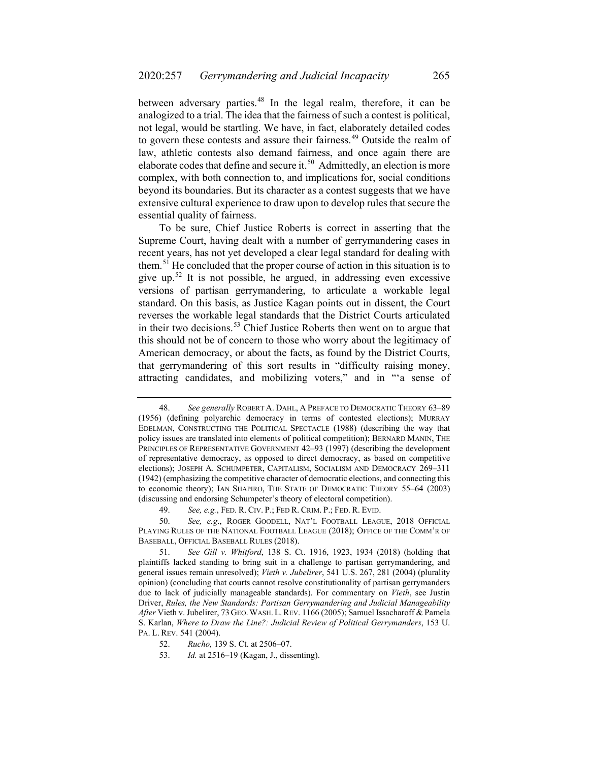between adversary parties.[48] In the legal realm, therefore, it can be analogized to a trial. The idea that the fairness of such a contest is political, not legal, would be startling. We have, in fact, elaborately detailed codes to govern these contests and assure their fairness.[49] Outside the realm of law, athletic contests also demand fairness, and once again there are elaborate codes that define and secure it.[50] Admittedly, an election is more complex, with both connection to, and implications for, social conditions beyond its boundaries. But its character as a contest suggests that we have extensive cultural experience to draw upon to develop rules that secure the essential quality of fairness.

To be sure, Chief Justice Roberts is correct in asserting that the Supreme Court, having dealt with a number of gerrymandering cases in recent years, has not yet developed a clear legal standard for dealing with them.[51] He concluded that the proper course of action in this situation is to give up.[52] It is not possible, he argued, in addressing even excessive versions of partisan gerrymandering, to articulate a workable legal standard. On this basis, as Justice Kagan points out in dissent, the Court reverses the workable legal standards that the District Courts articulated in their two decisions.[53] Chief Justice Roberts then went on to argue that this should not be of concern to those who worry about the legitimacy of American democracy, or about the facts, as found by the District Courts, that gerrymandering of this sort results in "difficulty raising money, attracting candidates, and mobilizing voters," and in "'a sense of

---

48. *See generally* ROBERT A. DAHL, A PREFACE TO DEMOCRATIC THEORY 63–89 (1956) (defining polyarchic democracy in terms of contested elections); MURRAY EDELMAN, CONSTRUCTING THE POLITICAL SPECTACLE (1988) (describing the way that policy issues are translated into elements of political competition); BERNARD MANIN, THE PRINCIPLES OF REPRESENTATIVE GOVERNMENT 42–93 (1997) (describing the development of representative democracy, as opposed to direct democracy, as based on competitive elections); JOSEPH A. SCHUMPETER, CAPITALISM, SOCIALISM AND DEMOCRACY 269–311 (1942) (emphasizing the competitive character of democratic elections, and connecting this to economic theory); IAN SHAPIRO, THE STATE OF DEMOCRATIC THEORY 55–64 (2003) (discussing and endorsing Schumpeter's theory of electoral competition).

49. *See, e.g.*, FED. R. CIV. P.; FED R. CRIM. P.; FED. R. EVID.

50. *See, e.g*., ROGER GOODELL, NAT'L FOOTBALL LEAGUE, 2018 OFFICIAL PLAYING RULES OF THE NATIONAL FOOTBALL LEAGUE (2018); OFFICE OF THE COMM'R OF BASEBALL, OFFICIAL BASEBALL RULES (2018).

51. *See Gill v. Whitford*, 138 S. Ct. 1916, 1923, 1934 (2018) (holding that plaintiffs lacked standing to bring suit in a challenge to partisan gerrymandering, and general issues remain unresolved); *Vieth v. Jubelirer*, 541 U.S. 267, 281 (2004) (plurality opinion) (concluding that courts cannot resolve constitutionality of partisan gerrymanders due to lack of judicially manageable standards). For commentary on *Vieth*, see Justin Driver, *Rules, the New Standards: Partisan Gerrymandering and Judicial Manageability After* Vieth v. Jubelirer, 73 GEO. WASH. L. REV. 1166 (2005); Samuel Issacharoff & Pamela S. Karlan, *Where to Draw the Line?: Judicial Review of Political Gerrymanders*, 153 U. PA. L. REV. 541 (2004).

52. *Rucho,* 139 S. Ct. at 2506–07.

53. *Id.* at 2516–19 (Kagan, J., dissenting).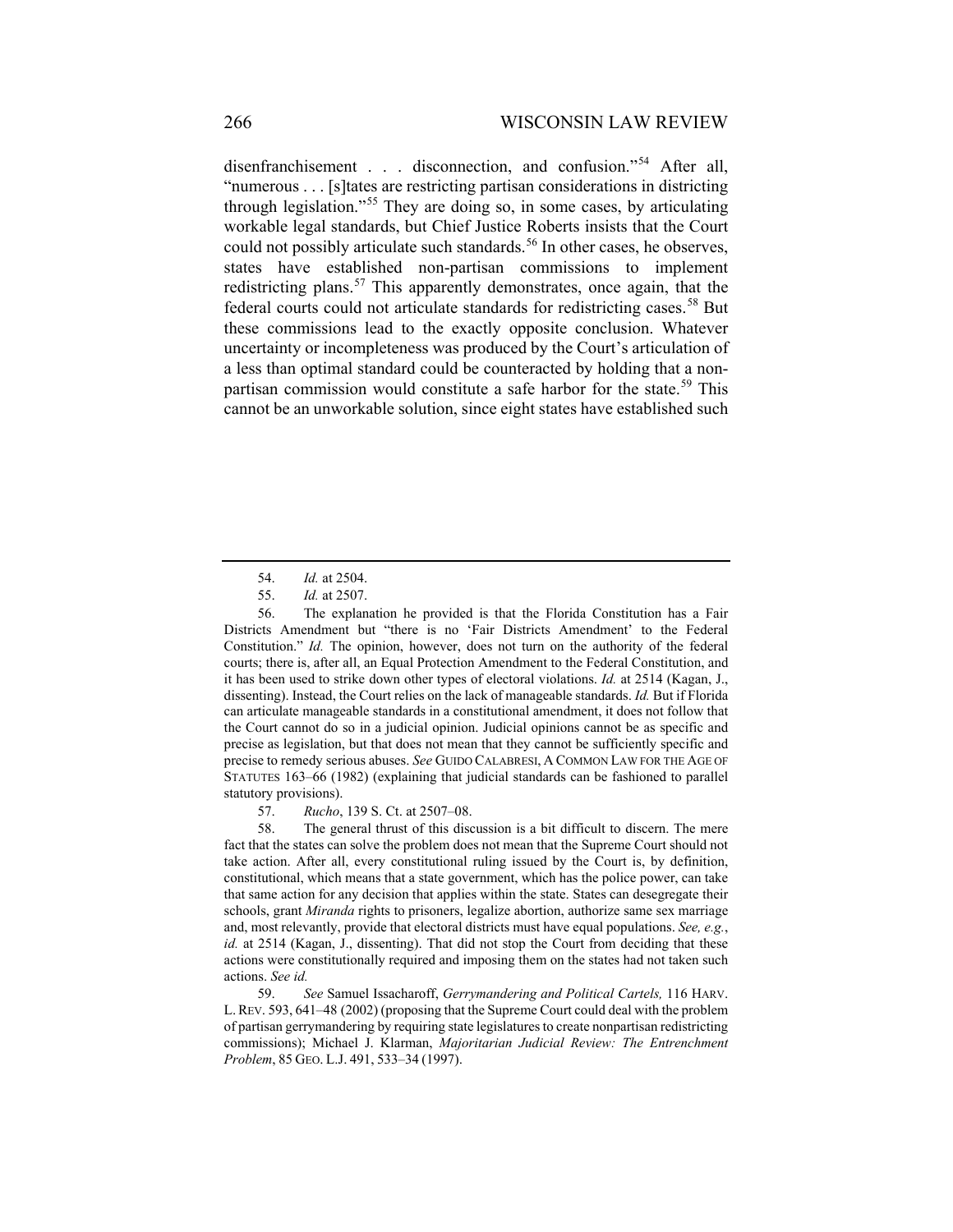disenfranchisement . . . disconnection, and confusion."[54] After all, "numerous . . . [s]tates are restricting partisan considerations in districting through legislation."[55] They are doing so, in some cases, by articulating workable legal standards, but Chief Justice Roberts insists that the Court could not possibly articulate such standards.[56] In other cases, he observes, states have established non-partisan commissions to implement redistricting plans.[57] This apparently demonstrates, once again, that the federal courts could not articulate standards for redistricting cases.[58] But these commissions lead to the exactly opposite conclusion. Whatever uncertainty or incompleteness was produced by the Court's articulation of a less than optimal standard could be counteracted by holding that a non-partisan commission would constitute a safe harbor for the state.[59] This cannot be an unworkable solution, since eight states have established such

---

54. *Id.* at 2504.

55. *Id.* at 2507.

56. The explanation he provided is that the Florida Constitution has a Fair Districts Amendment but "there is no 'Fair Districts Amendment' to the Federal Constitution." *Id.* The opinion, however, does not turn on the authority of the federal courts; there is, after all, an Equal Protection Amendment to the Federal Constitution, and it has been used to strike down other types of electoral violations. *Id.* at 2514 (Kagan, J., dissenting). Instead, the Court relies on the lack of manageable standards. *Id.* But if Florida can articulate manageable standards in a constitutional amendment, it does not follow that the Court cannot do so in a judicial opinion. Judicial opinions cannot be as specific and precise as legislation, but that does not mean that they cannot be sufficiently specific and precise to remedy serious abuses. *See* GUIDO CALABRESI, A COMMON LAW FOR THE AGE OF STATUTES 163–66 (1982) (explaining that judicial standards can be fashioned to parallel statutory provisions).

57. *Rucho*, 139 S. Ct. at 2507–08.

58. The general thrust of this discussion is a bit difficult to discern. The mere fact that the states can solve the problem does not mean that the Supreme Court should not take action. After all, every constitutional ruling issued by the Court is, by definition, constitutional, which means that a state government, which has the police power, can take that same action for any decision that applies within the state. States can desegregate their schools, grant *Miranda* rights to prisoners, legalize abortion, authorize same sex marriage and, most relevantly, provide that electoral districts must have equal populations. *See, e.g.*, *id.* at 2514 (Kagan, J., dissenting). That did not stop the Court from deciding that these actions were constitutionally required and imposing them on the states had not taken such actions. *See id.*

59. *See* Samuel Issacharoff, *Gerrymandering and Political Cartels,* 116 HARV. L. REV. 593, 641–48 (2002) (proposing that the Supreme Court could deal with the problem of partisan gerrymandering by requiring state legislatures to create nonpartisan redistricting commissions); Michael J. Klarman, *Majoritarian Judicial Review: The Entrenchment Problem*, 85 GEO. L.J. 491, 533–34 (1997).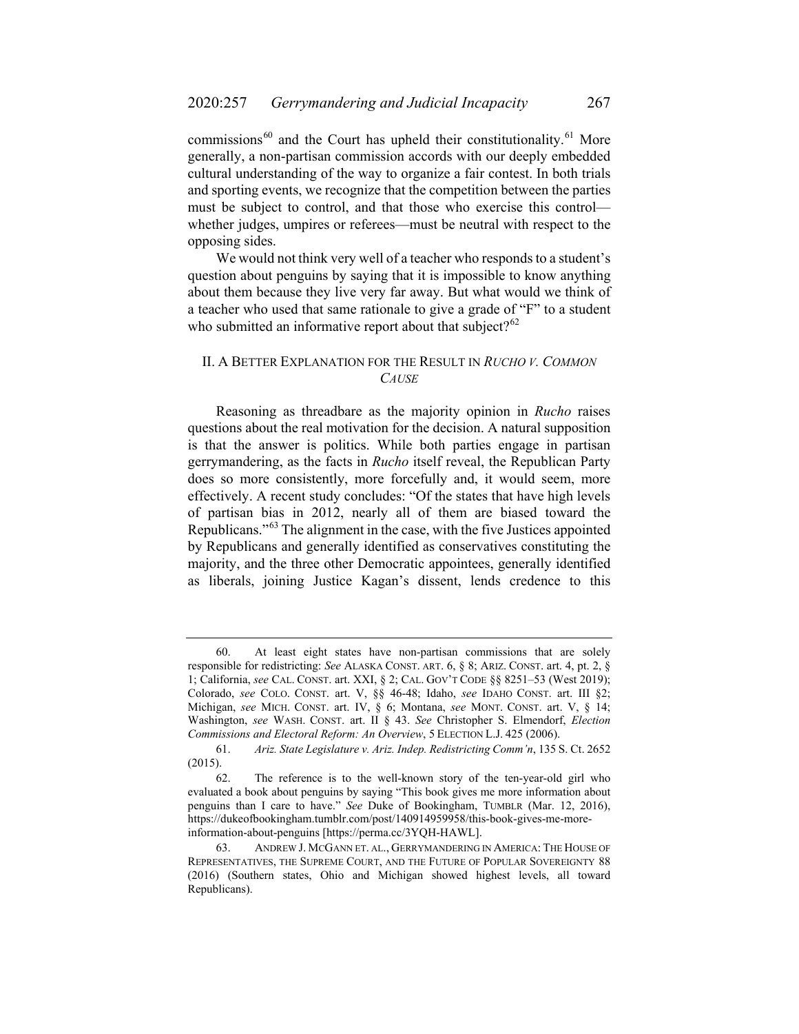commissions[60] and the Court has upheld their constitutionality.[61] More generally, a non-partisan commission accords with our deeply embedded cultural understanding of the way to organize a fair contest. In both trials and sporting events, we recognize that the competition between the parties must be subject to control, and that those who exercise this control—whether judges, umpires or referees—must be neutral with respect to the opposing sides.

We would not think very well of a teacher who responds to a student's question about penguins by saying that it is impossible to know anything about them because they live very far away. But what would we think of a teacher who used that same rationale to give a grade of "F" to a student who submitted an informative report about that subject?[62]

## II. A BETTER EXPLANATION FOR THE RESULT IN *RUCHO V. COMMON CAUSE*

Reasoning as threadbare as the majority opinion in *Rucho* raises questions about the real motivation for the decision. A natural supposition is that the answer is politics. While both parties engage in partisan gerrymandering, as the facts in *Rucho* itself reveal, the Republican Party does so more consistently, more forcefully and, it would seem, more effectively. A recent study concludes: "Of the states that have high levels of partisan bias in 2012, nearly all of them are biased toward the Republicans."[63] The alignment in the case, with the five Justices appointed by Republicans and generally identified as conservatives constituting the majority, and the three other Democratic appointees, generally identified as liberals, joining Justice Kagan's dissent, lends credence to this

---

60. At least eight states have non-partisan commissions that are solely responsible for redistricting: *See* ALASKA CONST. ART. 6, § 8; ARIZ. CONST. art. 4, pt. 2, § 1; California, *see* CAL. CONST. art. XXI, § 2; CAL. GOV'T CODE §§ 8251–53 (West 2019); Colorado, *see* COLO. CONST. art. V, §§ 46-48; Idaho, *see* IDAHO CONST. art. III §2; Michigan, *see* MICH. CONST. art. IV, § 6; Montana, *see* MONT. CONST. art. V, § 14; Washington, *see* WASH. CONST. art. II § 43. *See* Christopher S. Elmendorf, *Election Commissions and Electoral Reform: An Overview*, 5 ELECTION L.J. 425 (2006).

61. *Ariz. State Legislature v. Ariz. Indep. Redistricting Comm'n*, 135 S. Ct. 2652 (2015).

62. The reference is to the well-known story of the ten-year-old girl who evaluated a book about penguins by saying "This book gives me more information about penguins than I care to have." *See* Duke of Bookingham, TUMBLR (Mar. 12, 2016), https://dukeofbookingham.tumblr.com/post/140914959958/this-book-gives-me-more-information-about-penguins [https://perma.cc/3YQH-HAWL].

63. ANDREW J. MCGANN ET. AL., GERRYMANDERING IN AMERICA: THE HOUSE OF REPRESENTATIVES, THE SUPREME COURT, AND THE FUTURE OF POPULAR SOVEREIGNTY 88 (2016) (Southern states, Ohio and Michigan showed highest levels, all toward Republicans).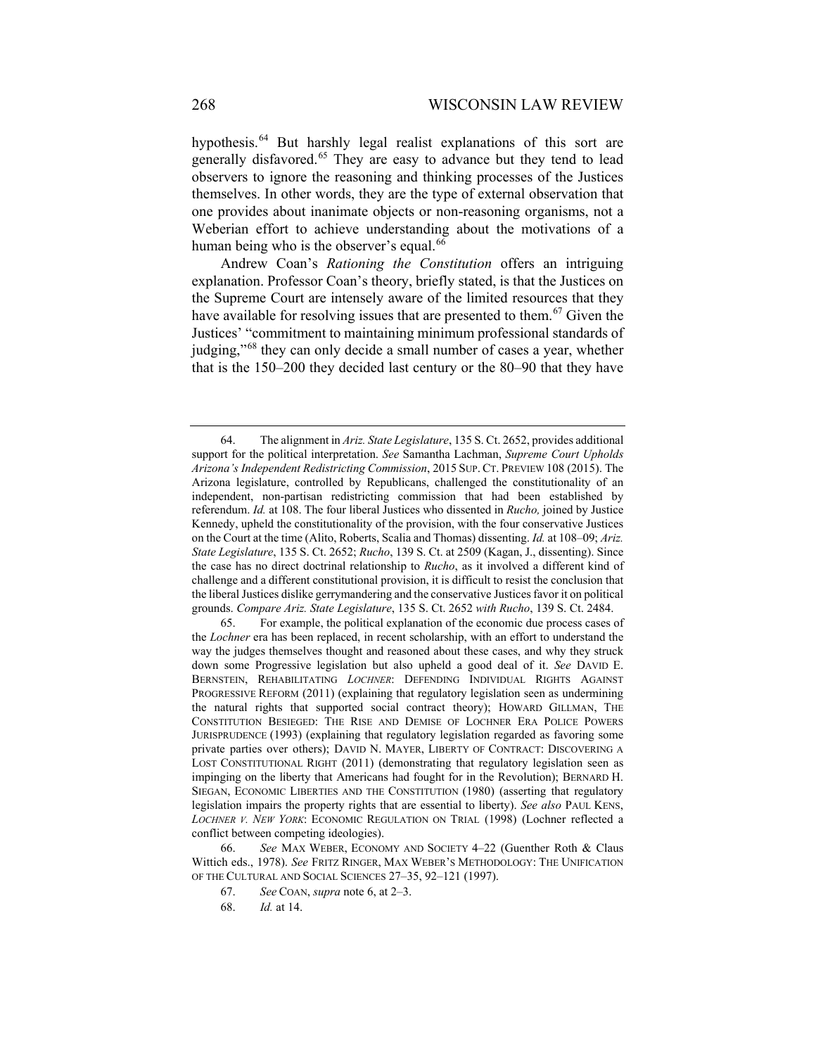hypothesis.[64] But harshly legal realist explanations of this sort are generally disfavored.[65] They are easy to advance but they tend to lead observers to ignore the reasoning and thinking processes of the Justices themselves. In other words, they are the type of external observation that one provides about inanimate objects or non-reasoning organisms, not a Weberian effort to achieve understanding about the motivations of a human being who is the observer's equal.[66]

Andrew Coan's *Rationing the Constitution* offers an intriguing explanation. Professor Coan's theory, briefly stated, is that the Justices on the Supreme Court are intensely aware of the limited resources that they have available for resolving issues that are presented to them.[67] Given the Justices' "commitment to maintaining minimum professional standards of judging,"[68] they can only decide a small number of cases a year, whether that is the 150–200 they decided last century or the 80–90 that they have

---

64. The alignment in *Ariz. State Legislature*, 135 S. Ct. 2652, provides additional support for the political interpretation. *See* Samantha Lachman, *Supreme Court Upholds Arizona's Independent Redistricting Commission*, 2015 SUP. CT. PREVIEW 108 (2015). The Arizona legislature, controlled by Republicans, challenged the constitutionality of an independent, non-partisan redistricting commission that had been established by referendum. *Id.* at 108. The four liberal Justices who dissented in *Rucho,* joined by Justice Kennedy, upheld the constitutionality of the provision, with the four conservative Justices on the Court at the time (Alito, Roberts, Scalia and Thomas) dissenting. *Id.* at 108–09; *Ariz. State Legislature*, 135 S. Ct. 2652; *Rucho*, 139 S. Ct. at 2509 (Kagan, J., dissenting). Since the case has no direct doctrinal relationship to *Rucho*, as it involved a different kind of challenge and a different constitutional provision, it is difficult to resist the conclusion that the liberal Justices dislike gerrymandering and the conservative Justices favor it on political grounds. *Compare Ariz. State Legislature*, 135 S. Ct. 2652 *with Rucho*, 139 S. Ct. 2484.

65. For example, the political explanation of the economic due process cases of the *Lochner* era has been replaced, in recent scholarship, with an effort to understand the way the judges themselves thought and reasoned about these cases, and why they struck down some Progressive legislation but also upheld a good deal of it. *See* DAVID E. BERNSTEIN, REHABILITATING *LOCHNER*: DEFENDING INDIVIDUAL RIGHTS AGAINST PROGRESSIVE REFORM (2011) (explaining that regulatory legislation seen as undermining the natural rights that supported social contract theory); HOWARD GILLMAN, THE CONSTITUTION BESIEGED: THE RISE AND DEMISE OF LOCHNER ERA POLICE POWERS JURISPRUDENCE (1993) (explaining that regulatory legislation regarded as favoring some private parties over others); DAVID N. MAYER, LIBERTY OF CONTRACT: DISCOVERING A LOST CONSTITUTIONAL RIGHT (2011) (demonstrating that regulatory legislation seen as impinging on the liberty that Americans had fought for in the Revolution); BERNARD H. SIEGAN, ECONOMIC LIBERTIES AND THE CONSTITUTION (1980) (asserting that regulatory legislation impairs the property rights that are essential to liberty). *See also* PAUL KENS, *LOCHNER V. NEW YORK*: ECONOMIC REGULATION ON TRIAL (1998) (Lochner reflected a conflict between competing ideologies).

66. *See* MAX WEBER, ECONOMY AND SOCIETY 4–22 (Guenther Roth & Claus Wittich eds., 1978). *See* FRITZ RINGER, MAX WEBER'S METHODOLOGY: THE UNIFICATION OF THE CULTURAL AND SOCIAL SCIENCES 27–35, 92–121 (1997).

67. *See* COAN, *supra* note 6, at 2–3.

68. *Id.* at 14.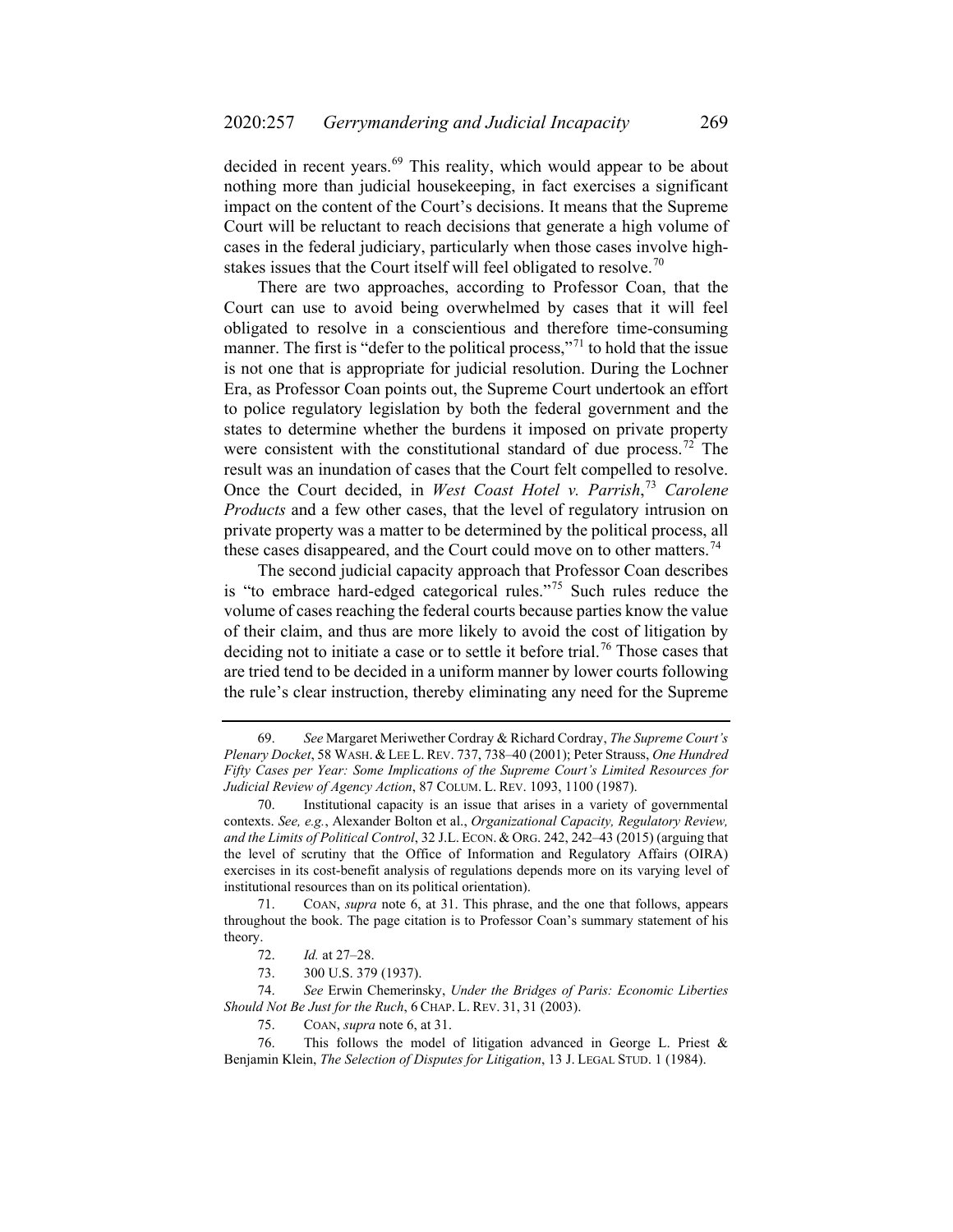decided in recent years.[69] This reality, which would appear to be about nothing more than judicial housekeeping, in fact exercises a significant impact on the content of the Court's decisions. It means that the Supreme Court will be reluctant to reach decisions that generate a high volume of cases in the federal judiciary, particularly when those cases involve high-stakes issues that the Court itself will feel obligated to resolve.[70]

There are two approaches, according to Professor Coan, that the Court can use to avoid being overwhelmed by cases that it will feel obligated to resolve in a conscientious and therefore time-consuming manner. The first is "defer to the political process,"[71] to hold that the issue is not one that is appropriate for judicial resolution. During the Lochner Era, as Professor Coan points out, the Supreme Court undertook an effort to police regulatory legislation by both the federal government and the states to determine whether the burdens it imposed on private property were consistent with the constitutional standard of due process.[72] The result was an inundation of cases that the Court felt compelled to resolve. Once the Court decided, in *West Coast Hotel v. Parrish*,[73] *Carolene Products* and a few other cases, that the level of regulatory intrusion on private property was a matter to be determined by the political process, all these cases disappeared, and the Court could move on to other matters.[74]

The second judicial capacity approach that Professor Coan describes is "to embrace hard-edged categorical rules."[75] Such rules reduce the volume of cases reaching the federal courts because parties know the value of their claim, and thus are more likely to avoid the cost of litigation by deciding not to initiate a case or to settle it before trial.[76] Those cases that are tried tend to be decided in a uniform manner by lower courts following the rule's clear instruction, thereby eliminating any need for the Supreme

---

69. *See* Margaret Meriwether Cordray & Richard Cordray, *The Supreme Court's Plenary Docket*, 58 WASH. & LEE L. REV. 737, 738–40 (2001); Peter Strauss, *One Hundred Fifty Cases per Year: Some Implications of the Supreme Court's Limited Resources for Judicial Review of Agency Action*, 87 COLUM. L. REV. 1093, 1100 (1987).

70. Institutional capacity is an issue that arises in a variety of governmental contexts. *See, e.g.*, Alexander Bolton et al., *Organizational Capacity, Regulatory Review, and the Limits of Political Control*, 32 J.L. ECON. & ORG. 242, 242–43 (2015) (arguing that the level of scrutiny that the Office of Information and Regulatory Affairs (OIRA) exercises in its cost-benefit analysis of regulations depends more on its varying level of institutional resources than on its political orientation).

71. COAN, *supra* note 6, at 31. This phrase, and the one that follows, appears throughout the book. The page citation is to Professor Coan's summary statement of his theory.

72. *Id.* at 27–28.

73. 300 U.S. 379 (1937).

74. *See* Erwin Chemerinsky, *Under the Bridges of Paris: Economic Liberties Should Not Be Just for the Ruch*, 6 CHAP. L. REV. 31, 31 (2003).

75. COAN, *supra* note 6, at 31.

76. This follows the model of litigation advanced in George L. Priest & Benjamin Klein, *The Selection of Disputes for Litigation*, 13 J. LEGAL STUD. 1 (1984).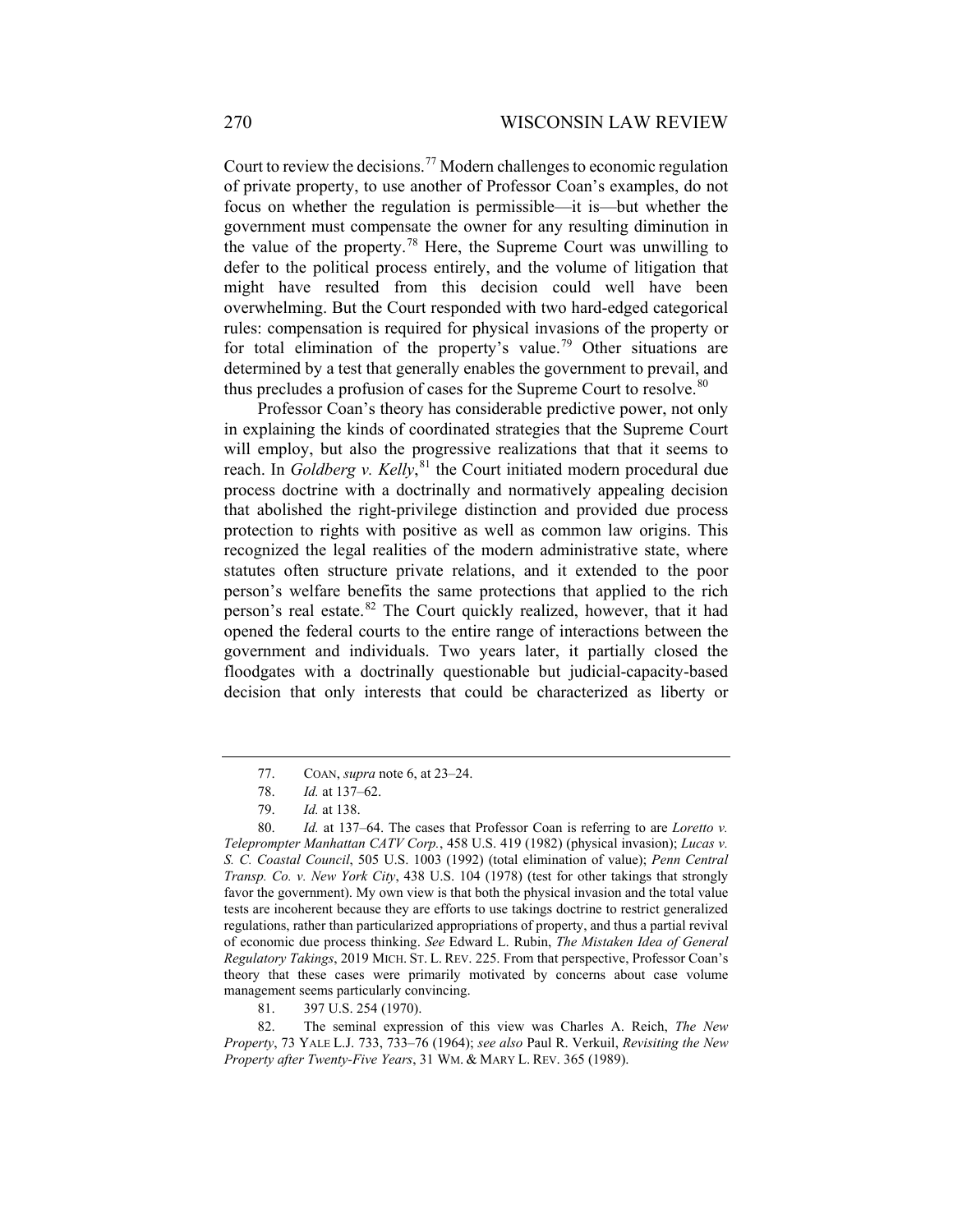Court to review the decisions.[77] Modern challenges to economic regulation of private property, to use another of Professor Coan's examples, do not focus on whether the regulation is permissible—it is—but whether the government must compensate the owner for any resulting diminution in the value of the property.[78] Here, the Supreme Court was unwilling to defer to the political process entirely, and the volume of litigation that might have resulted from this decision could well have been overwhelming. But the Court responded with two hard-edged categorical rules: compensation is required for physical invasions of the property or for total elimination of the property's value.[79] Other situations are determined by a test that generally enables the government to prevail, and thus precludes a profusion of cases for the Supreme Court to resolve.[80]

Professor Coan's theory has considerable predictive power, not only in explaining the kinds of coordinated strategies that the Supreme Court will employ, but also the progressive realizations that that it seems to reach. In *Goldberg v. Kelly*,[81] the Court initiated modern procedural due process doctrine with a doctrinally and normatively appealing decision that abolished the right-privilege distinction and provided due process protection to rights with positive as well as common law origins. This recognized the legal realities of the modern administrative state, where statutes often structure private relations, and it extended to the poor person's welfare benefits the same protections that applied to the rich person's real estate.[82] The Court quickly realized, however, that it had opened the federal courts to the entire range of interactions between the government and individuals. Two years later, it partially closed the floodgates with a doctrinally questionable but judicial-capacity-based decision that only interests that could be characterized as liberty or

---

77. COAN, *supra* note 6, at 23–24.

78. *Id.* at 137–62.

79. *Id.* at 138.

80. *Id.* at 137–64. The cases that Professor Coan is referring to are *Loretto v. Teleprompter Manhattan CATV Corp.*, 458 U.S. 419 (1982) (physical invasion); *Lucas v. S. C. Coastal Council*, 505 U.S. 1003 (1992) (total elimination of value); *Penn Central Transp. Co. v. New York City*, 438 U.S. 104 (1978) (test for other takings that strongly favor the government). My own view is that both the physical invasion and the total value tests are incoherent because they are efforts to use takings doctrine to restrict generalized regulations, rather than particularized appropriations of property, and thus a partial revival of economic due process thinking. *See* Edward L. Rubin, *The Mistaken Idea of General Regulatory Takings*, 2019 MICH. ST. L. REV. 225. From that perspective, Professor Coan's theory that these cases were primarily motivated by concerns about case volume management seems particularly convincing.

81. 397 U.S. 254 (1970).

82. The seminal expression of this view was Charles A. Reich, *The New Property*, 73 YALE L.J. 733, 733–76 (1964); *see also* Paul R. Verkuil, *Revisiting the New Property after Twenty-Five Years*, 31 WM. & MARY L. REV. 365 (1989).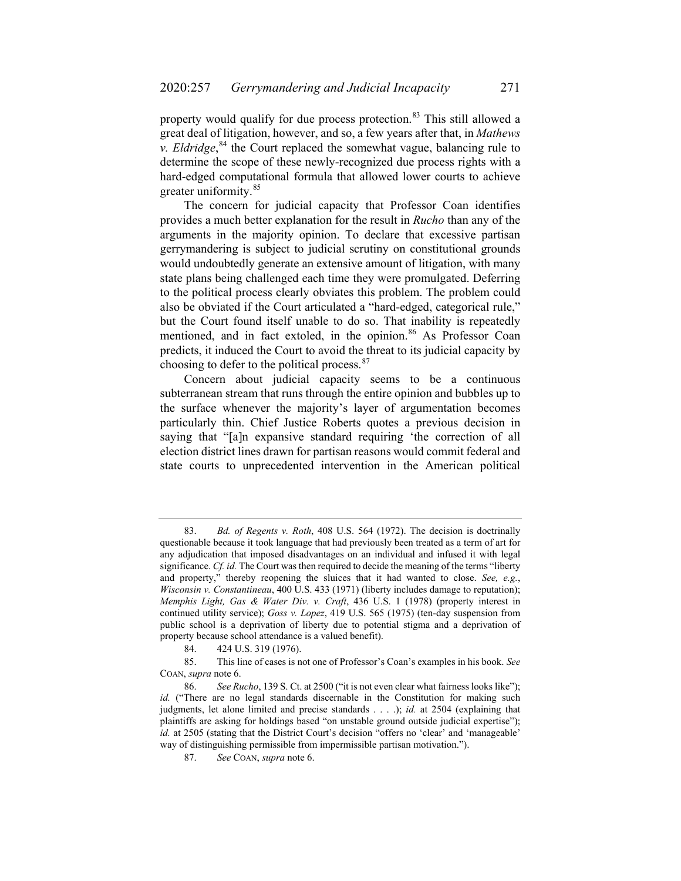property would qualify for due process protection.[83] This still allowed a great deal of litigation, however, and so, a few years after that, in *Mathews v. Eldridge*,[84] the Court replaced the somewhat vague, balancing rule to determine the scope of these newly-recognized due process rights with a hard-edged computational formula that allowed lower courts to achieve greater uniformity.[85]

The concern for judicial capacity that Professor Coan identifies provides a much better explanation for the result in *Rucho* than any of the arguments in the majority opinion. To declare that excessive partisan gerrymandering is subject to judicial scrutiny on constitutional grounds would undoubtedly generate an extensive amount of litigation, with many state plans being challenged each time they were promulgated. Deferring to the political process clearly obviates this problem. The problem could also be obviated if the Court articulated a "hard-edged, categorical rule," but the Court found itself unable to do so. That inability is repeatedly mentioned, and in fact extoled, in the opinion.[86] As Professor Coan predicts, it induced the Court to avoid the threat to its judicial capacity by choosing to defer to the political process.[87]

Concern about judicial capacity seems to be a continuous subterranean stream that runs through the entire opinion and bubbles up to the surface whenever the majority's layer of argumentation becomes particularly thin. Chief Justice Roberts quotes a previous decision in saying that "[a]n expansive standard requiring 'the correction of all election district lines drawn for partisan reasons would commit federal and state courts to unprecedented intervention in the American political

---

83. *Bd. of Regents v. Roth*, 408 U.S. 564 (1972). The decision is doctrinally questionable because it took language that had previously been treated as a term of art for any adjudication that imposed disadvantages on an individual and infused it with legal significance. *Cf. id.* The Court was then required to decide the meaning of the terms "liberty and property," thereby reopening the sluices that it had wanted to close. *See, e.g.*, *Wisconsin v. Constantineau*, 400 U.S. 433 (1971) (liberty includes damage to reputation); *Memphis Light, Gas & Water Div. v. Craft*, 436 U.S. 1 (1978) (property interest in continued utility service); *Goss v. Lopez*, 419 U.S. 565 (1975) (ten-day suspension from public school is a deprivation of liberty due to potential stigma and a deprivation of property because school attendance is a valued benefit).

84. 424 U.S. 319 (1976).

85. This line of cases is not one of Professor's Coan's examples in his book. *See* COAN, *supra* note 6.

86. *See Rucho*, 139 S. Ct. at 2500 ("it is not even clear what fairness looks like"); *id.* ("There are no legal standards discernable in the Constitution for making such judgments, let alone limited and precise standards . . . .); *id.* at 2504 (explaining that plaintiffs are asking for holdings based "on unstable ground outside judicial expertise"); *id.* at 2505 (stating that the District Court's decision "offers no 'clear' and 'manageable' way of distinguishing permissible from impermissible partisan motivation.").

87. *See* COAN, *supra* note 6.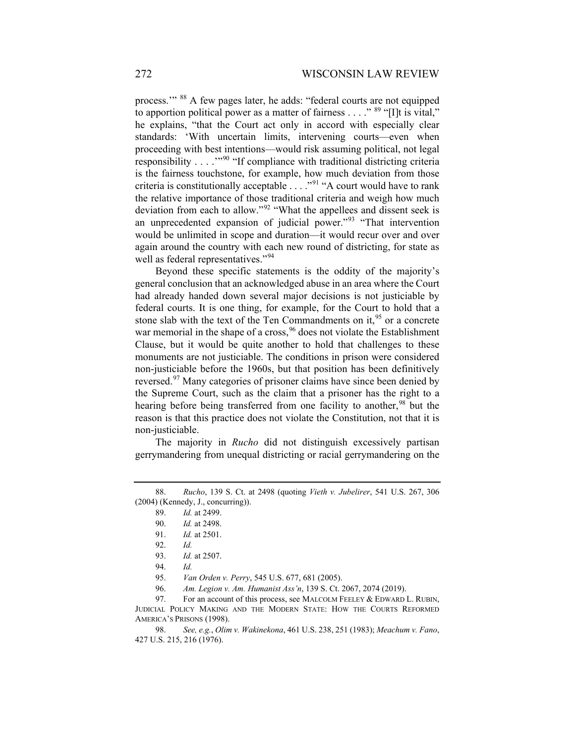process.'" [88] A few pages later, he adds: "federal courts are not equipped to apportion political power as a matter of fairness . . . ." [89] "[I]t is vital," he explains, "that the Court act only in accord with especially clear standards: 'With uncertain limits, intervening courts—even when proceeding with best intentions—would risk assuming political, not legal responsibility . . . .'"[90] "If compliance with traditional districting criteria is the fairness touchstone, for example, how much deviation from those criteria is constitutionally acceptable . . . ."[91] "A court would have to rank the relative importance of those traditional criteria and weigh how much deviation from each to allow."[92] "What the appellees and dissent seek is an unprecedented expansion of judicial power."[93] "That intervention would be unlimited in scope and duration—it would recur over and over again around the country with each new round of districting, for state as well as federal representatives."[94]

Beyond these specific statements is the oddity of the majority's general conclusion that an acknowledged abuse in an area where the Court had already handed down several major decisions is not justiciable by federal courts. It is one thing, for example, for the Court to hold that a stone slab with the text of the Ten Commandments on it,[95] or a concrete war memorial in the shape of a cross,[96] does not violate the Establishment Clause, but it would be quite another to hold that challenges to these monuments are not justiciable. The conditions in prison were considered non-justiciable before the 1960s, but that position has been definitively reversed.[97] Many categories of prisoner claims have since been denied by the Supreme Court, such as the claim that a prisoner has the right to a hearing before being transferred from one facility to another,[98] but the reason is that this practice does not violate the Constitution, not that it is non-justiciable.

The majority in *Rucho* did not distinguish excessively partisan gerrymandering from unequal districting or racial gerrymandering on the

---

88. *Rucho*, 139 S. Ct. at 2498 (quoting *Vieth v. Jubelirer*, 541 U.S. 267, 306 (2004) (Kennedy, J., concurring)).

89. *Id.* at 2499.

90. *Id.* at 2498.

91. *Id.* at 2501.

92. *Id.*

93. *Id.* at 2507.

94. *Id.*

95. *Van Orden v. Perry*, 545 U.S. 677, 681 (2005).

96. *Am. Legion v. Am. Humanist Ass'n*, 139 S. Ct. 2067, 2074 (2019).

97. For an account of this process, see MALCOLM FEELEY & EDWARD L. RUBIN, JUDICIAL POLICY MAKING AND THE MODERN STATE: HOW THE COURTS REFORMED AMERICA'S PRISONS (1998).

98. *See, e.g.*, *Olim v. Wakinekona*, 461 U.S. 238, 251 (1983); *Meachum v. Fano*, 427 U.S. 215, 216 (1976).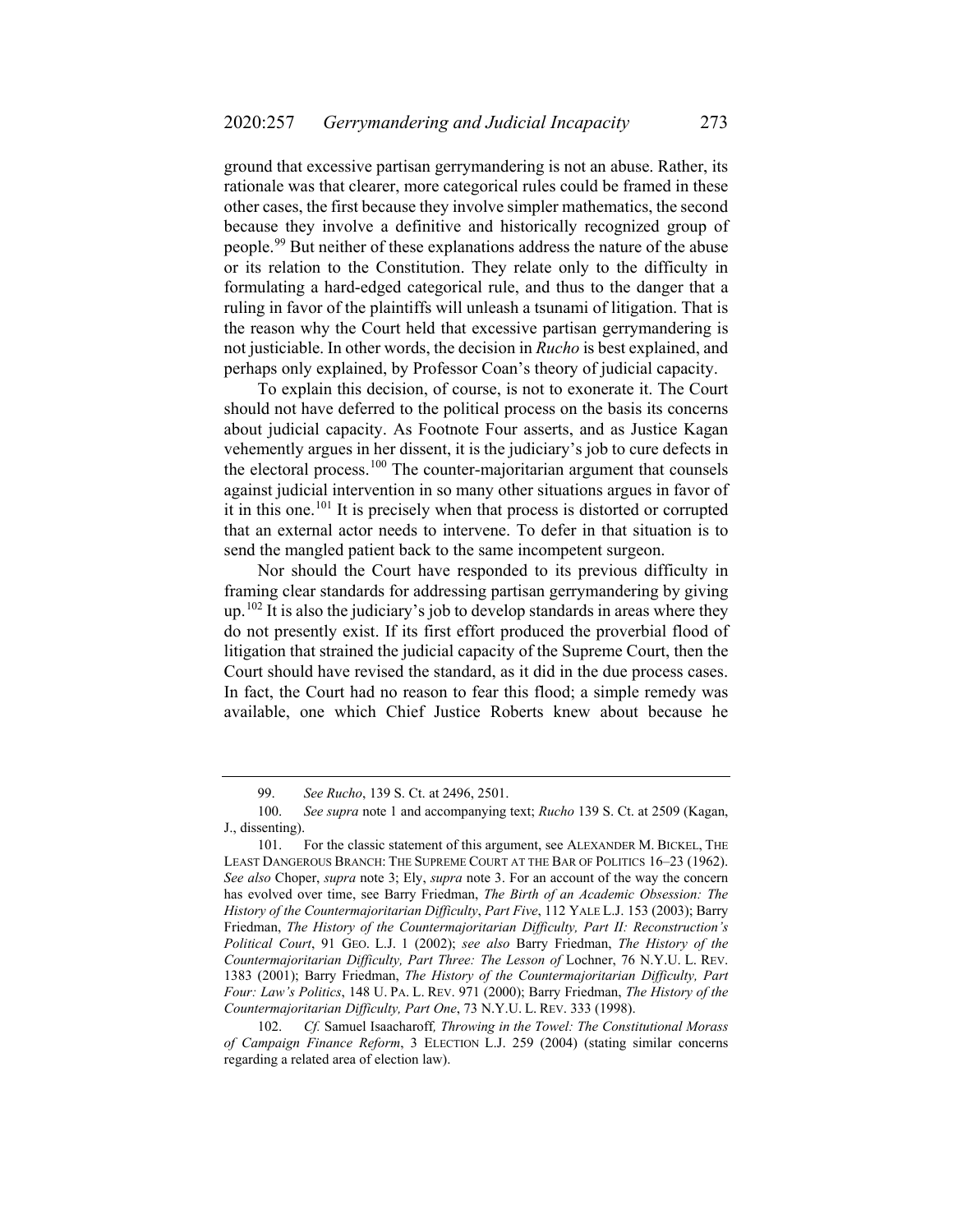ground that excessive partisan gerrymandering is not an abuse. Rather, its rationale was that clearer, more categorical rules could be framed in these other cases, the first because they involve simpler mathematics, the second because they involve a definitive and historically recognized group of people.[99] But neither of these explanations address the nature of the abuse or its relation to the Constitution. They relate only to the difficulty in formulating a hard-edged categorical rule, and thus to the danger that a ruling in favor of the plaintiffs will unleash a tsunami of litigation. That is the reason why the Court held that excessive partisan gerrymandering is not justiciable. In other words, the decision in *Rucho* is best explained, and perhaps only explained, by Professor Coan's theory of judicial capacity.

To explain this decision, of course, is not to exonerate it. The Court should not have deferred to the political process on the basis its concerns about judicial capacity. As Footnote Four asserts, and as Justice Kagan vehemently argues in her dissent, it is the judiciary's job to cure defects in the electoral process.[100] The counter-majoritarian argument that counsels against judicial intervention in so many other situations argues in favor of it in this one.[101] It is precisely when that process is distorted or corrupted that an external actor needs to intervene. To defer in that situation is to send the mangled patient back to the same incompetent surgeon.

Nor should the Court have responded to its previous difficulty in framing clear standards for addressing partisan gerrymandering by giving up.[102] It is also the judiciary's job to develop standards in areas where they do not presently exist. If its first effort produced the proverbial flood of litigation that strained the judicial capacity of the Supreme Court, then the Court should have revised the standard, as it did in the due process cases. In fact, the Court had no reason to fear this flood; a simple remedy was available, one which Chief Justice Roberts knew about because he

---

99. *See Rucho*, 139 S. Ct. at 2496, 2501.

100. *See supra* note 1 and accompanying text; *Rucho* 139 S. Ct. at 2509 (Kagan, J., dissenting).

101. For the classic statement of this argument, see ALEXANDER M. BICKEL, THE LEAST DANGEROUS BRANCH: THE SUPREME COURT AT THE BAR OF POLITICS 16–23 (1962). *See also* Choper, *supra* note 3; Ely, *supra* note 3. For an account of the way the concern has evolved over time, see Barry Friedman, *The Birth of an Academic Obsession: The History of the Countermajoritarian Difficulty*, *Part Five*, 112 YALE L.J. 153 (2003); Barry Friedman, *The History of the Countermajoritarian Difficulty, Part II: Reconstruction's Political Court*, 91 GEO. L.J. 1 (2002); *see also* Barry Friedman, *The History of the Countermajoritarian Difficulty, Part Three: The Lesson of* Lochner, 76 N.Y.U. L. REV. 1383 (2001); Barry Friedman, *The History of the Countermajoritarian Difficulty, Part Four: Law's Politics*, 148 U. PA. L. REV. 971 (2000); Barry Friedman, *The History of the Countermajoritarian Difficulty, Part One*, 73 N.Y.U. L. REV. 333 (1998).

102. *Cf.* Samuel Isaacharoff*, Throwing in the Towel: The Constitutional Morass of Campaign Finance Reform*, 3 ELECTION L.J. 259 (2004) (stating similar concerns regarding a related area of election law).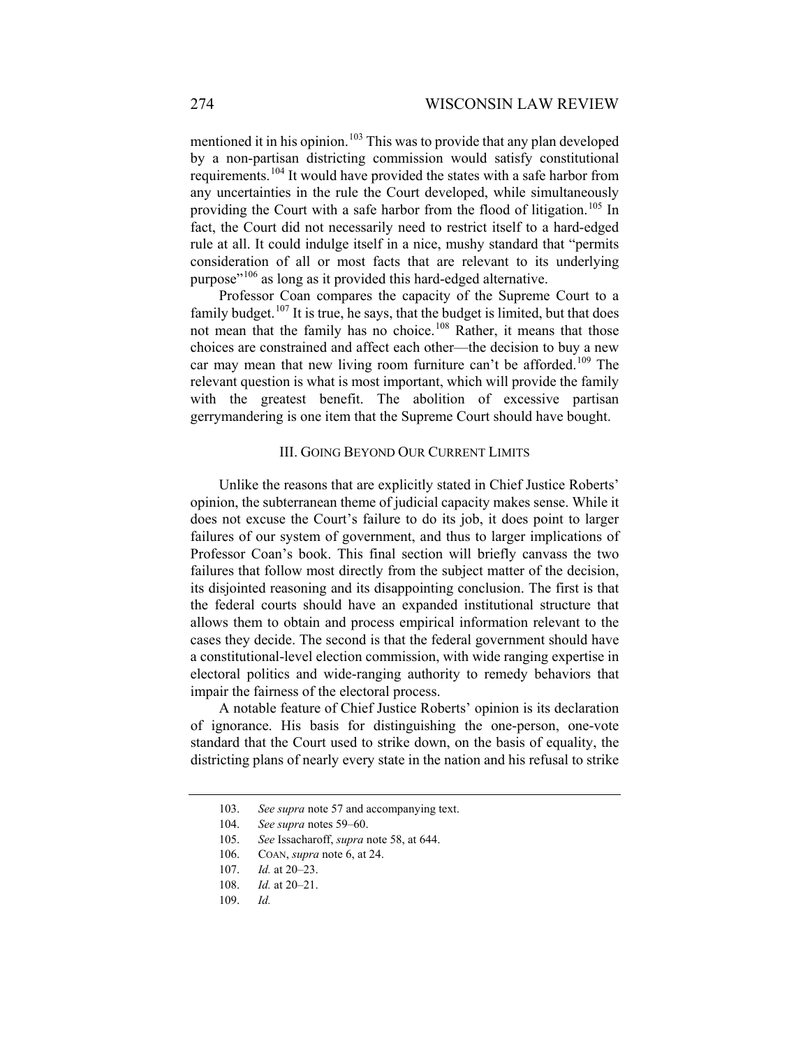mentioned it in his opinion.[103] This was to provide that any plan developed by a non-partisan districting commission would satisfy constitutional requirements.[104] It would have provided the states with a safe harbor from any uncertainties in the rule the Court developed, while simultaneously providing the Court with a safe harbor from the flood of litigation.[105] In fact, the Court did not necessarily need to restrict itself to a hard-edged rule at all. It could indulge itself in a nice, mushy standard that "permits consideration of all or most facts that are relevant to its underlying purpose"[106] as long as it provided this hard-edged alternative.

Professor Coan compares the capacity of the Supreme Court to a family budget.[107] It is true, he says, that the budget is limited, but that does not mean that the family has no choice.[108] Rather, it means that those choices are constrained and affect each other—the decision to buy a new car may mean that new living room furniture can't be afforded.[109] The relevant question is what is most important, which will provide the family with the greatest benefit. The abolition of excessive partisan gerrymandering is one item that the Supreme Court should have bought.

## III. Going Beyond Our Current Limits

Unlike the reasons that are explicitly stated in Chief Justice Roberts' opinion, the subterranean theme of judicial capacity makes sense. While it does not excuse the Court's failure to do its job, it does point to larger failures of our system of government, and thus to larger implications of Professor Coan's book. This final section will briefly canvass the two failures that follow most directly from the subject matter of the decision, its disjointed reasoning and its disappointing conclusion. The first is that the federal courts should have an expanded institutional structure that allows them to obtain and process empirical information relevant to the cases they decide. The second is that the federal government should have a constitutional-level election commission, with wide ranging expertise in electoral politics and wide-ranging authority to remedy behaviors that impair the fairness of the electoral process.

A notable feature of Chief Justice Roberts' opinion is its declaration of ignorance. His basis for distinguishing the one-person, one-vote standard that the Court used to strike down, on the basis of equality, the districting plans of nearly every state in the nation and his refusal to strike

---

103. *See supra* note 57 and accompanying text.

104. *See supra* notes 59–60.

105. *See* Issacharoff, *supra* note 58, at 644.

106. Coan, *supra* note 6, at 24.

107. *Id.* at 20–23.

108. *Id.* at 20–21.

109. *Id.*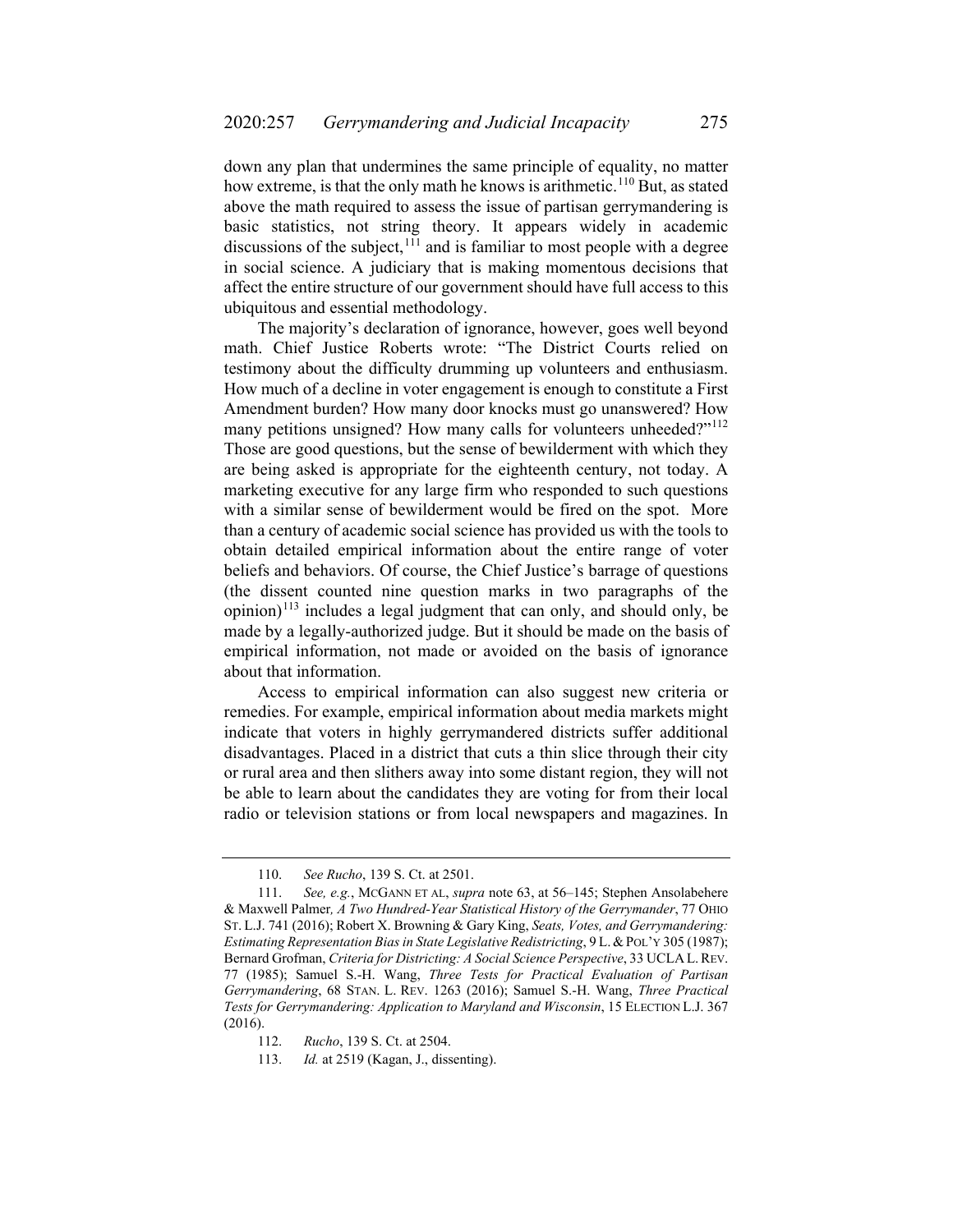down any plan that undermines the same principle of equality, no matter how extreme, is that the only math he knows is arithmetic.[110] But, as stated above the math required to assess the issue of partisan gerrymandering is basic statistics, not string theory. It appears widely in academic discussions of the subject,[111] and is familiar to most people with a degree in social science. A judiciary that is making momentous decisions that affect the entire structure of our government should have full access to this ubiquitous and essential methodology.

The majority's declaration of ignorance, however, goes well beyond math. Chief Justice Roberts wrote: "The District Courts relied on testimony about the difficulty drumming up volunteers and enthusiasm. How much of a decline in voter engagement is enough to constitute a First Amendment burden? How many door knocks must go unanswered? How many petitions unsigned? How many calls for volunteers unheeded?"[112] Those are good questions, but the sense of bewilderment with which they are being asked is appropriate for the eighteenth century, not today. A marketing executive for any large firm who responded to such questions with a similar sense of bewilderment would be fired on the spot. More than a century of academic social science has provided us with the tools to obtain detailed empirical information about the entire range of voter beliefs and behaviors. Of course, the Chief Justice's barrage of questions (the dissent counted nine question marks in two paragraphs of the opinion)[113] includes a legal judgment that can only, and should only, be made by a legally-authorized judge. But it should be made on the basis of empirical information, not made or avoided on the basis of ignorance about that information.

Access to empirical information can also suggest new criteria or remedies. For example, empirical information about media markets might indicate that voters in highly gerrymandered districts suffer additional disadvantages. Placed in a district that cuts a thin slice through their city or rural area and then slithers away into some distant region, they will not be able to learn about the candidates they are voting for from their local radio or television stations or from local newspapers and magazines. In

---

110. *See Rucho*, 139 S. Ct. at 2501.

111. *See, e.g.*, MCGANN ET AL, *supra* note 63, at 56–145; Stephen Ansolabehere & Maxwell Palmer*, A Two Hundred-Year Statistical History of the Gerrymander*, 77 OHIO ST. L.J. 741 (2016); Robert X. Browning & Gary King, *Seats, Votes, and Gerrymandering: Estimating Representation Bias in State Legislative Redistricting*, 9 L. & POL'Y 305 (1987); Bernard Grofman, *Criteria for Districting: A Social Science Perspective*, 33 UCLA L. REV. 77 (1985); Samuel S.-H. Wang, *Three Tests for Practical Evaluation of Partisan Gerrymandering*, 68 STAN. L. REV. 1263 (2016); Samuel S.-H. Wang, *Three Practical Tests for Gerrymandering: Application to Maryland and Wisconsin*, 15 ELECTION L.J. 367 (2016).

112. *Rucho*, 139 S. Ct. at 2504.

113. *Id.* at 2519 (Kagan, J., dissenting).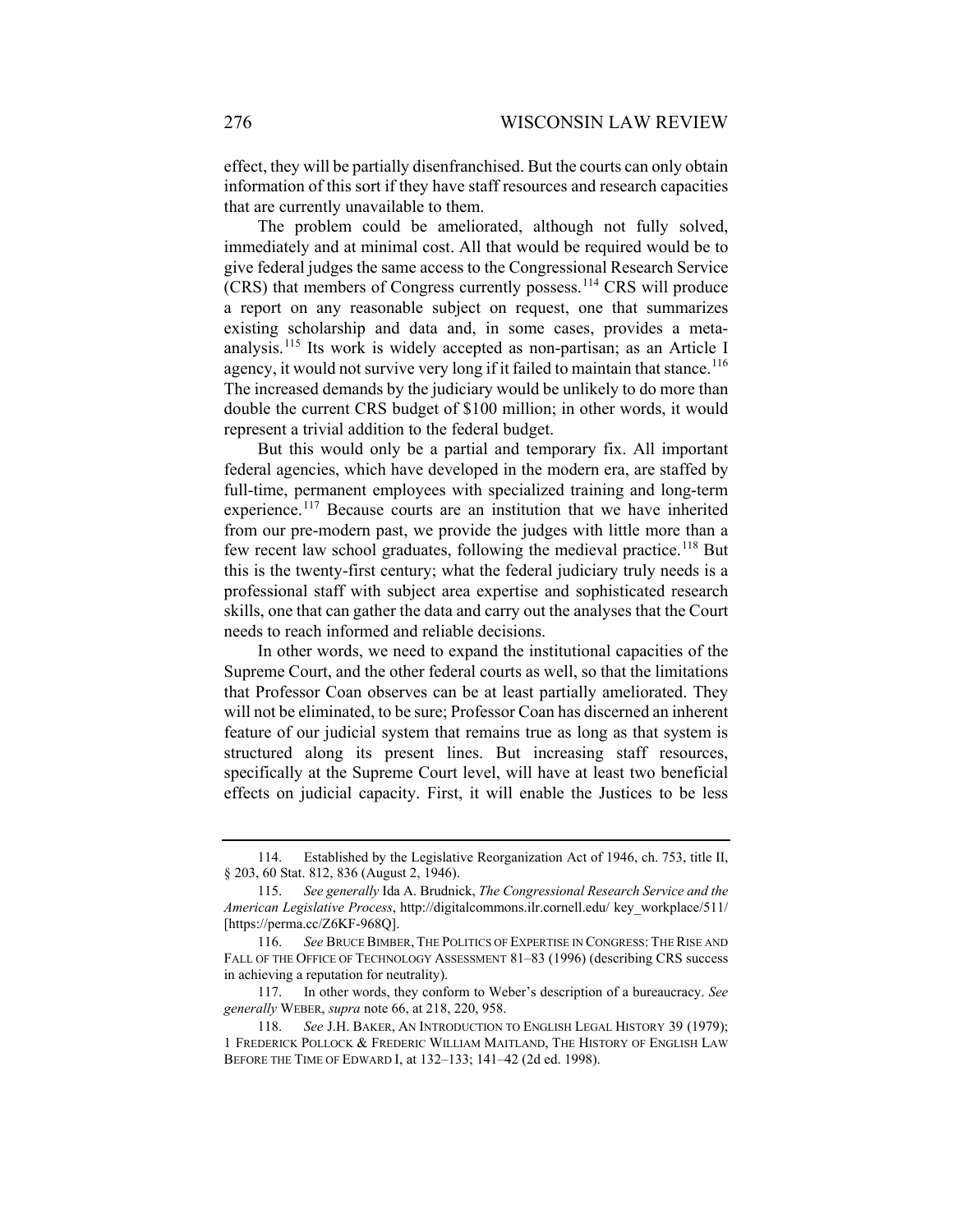effect, they will be partially disenfranchised. But the courts can only obtain information of this sort if they have staff resources and research capacities that are currently unavailable to them.

The problem could be ameliorated, although not fully solved, immediately and at minimal cost. All that would be required would be to give federal judges the same access to the Congressional Research Service (CRS) that members of Congress currently possess.[114] CRS will produce a report on any reasonable subject on request, one that summarizes existing scholarship and data and, in some cases, provides a meta-analysis.[115] Its work is widely accepted as non-partisan; as an Article I agency, it would not survive very long if it failed to maintain that stance.[116] The increased demands by the judiciary would be unlikely to do more than double the current CRS budget of $100 million; in other words, it would represent a trivial addition to the federal budget.

But this would only be a partial and temporary fix. All important federal agencies, which have developed in the modern era, are staffed by full-time, permanent employees with specialized training and long-term experience.[117] Because courts are an institution that we have inherited from our pre-modern past, we provide the judges with little more than a few recent law school graduates, following the medieval practice.[118] But this is the twenty-first century; what the federal judiciary truly needs is a professional staff with subject area expertise and sophisticated research skills, one that can gather the data and carry out the analyses that the Court needs to reach informed and reliable decisions.

In other words, we need to expand the institutional capacities of the Supreme Court, and the other federal courts as well, so that the limitations that Professor Coan observes can be at least partially ameliorated. They will not be eliminated, to be sure; Professor Coan has discerned an inherent feature of our judicial system that remains true as long as that system is structured along its present lines. But increasing staff resources, specifically at the Supreme Court level, will have at least two beneficial effects on judicial capacity. First, it will enable the Justices to be less

---

114. Established by the Legislative Reorganization Act of 1946, ch. 753, title II, § 203, 60 Stat. 812, 836 (August 2, 1946).

115. *See generally* Ida A. Brudnick, *The Congressional Research Service and the American Legislative Process*, http://digitalcommons.ilr.cornell.edu/ key_workplace/511/ [https://perma.cc/Z6KF-968Q].

116. *See* BRUCE BIMBER, THE POLITICS OF EXPERTISE IN CONGRESS: THE RISE AND FALL OF THE OFFICE OF TECHNOLOGY ASSESSMENT 81–83 (1996) (describing CRS success in achieving a reputation for neutrality).

117. In other words, they conform to Weber's description of a bureaucracy. *See generally* WEBER, *supra* note 66, at 218, 220, 958.

118. *See* J.H. BAKER, AN INTRODUCTION TO ENGLISH LEGAL HISTORY 39 (1979); 1 FREDERICK POLLOCK & FREDERIC WILLIAM MAITLAND, THE HISTORY OF ENGLISH LAW BEFORE THE TIME OF EDWARD I, at 132–133; 141–42 (2d ed. 1998).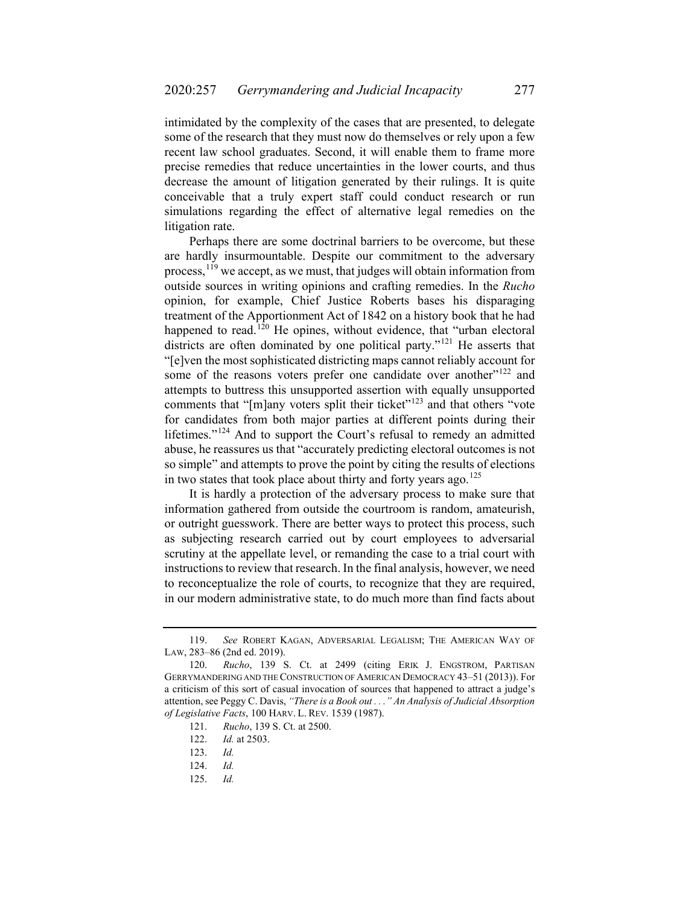intimidated by the complexity of the cases that are presented, to delegate some of the research that they must now do themselves or rely upon a few recent law school graduates. Second, it will enable them to frame more precise remedies that reduce uncertainties in the lower courts, and thus decrease the amount of litigation generated by their rulings. It is quite conceivable that a truly expert staff could conduct research or run simulations regarding the effect of alternative legal remedies on the litigation rate.

Perhaps there are some doctrinal barriers to be overcome, but these are hardly insurmountable. Despite our commitment to the adversary process,[119] we accept, as we must, that judges will obtain information from outside sources in writing opinions and crafting remedies. In the *Rucho* opinion, for example, Chief Justice Roberts bases his disparaging treatment of the Apportionment Act of 1842 on a history book that he had happened to read.[120] He opines, without evidence, that "urban electoral districts are often dominated by one political party."[121] He asserts that "[e]ven the most sophisticated districting maps cannot reliably account for some of the reasons voters prefer one candidate over another"[122] and attempts to buttress this unsupported assertion with equally unsupported comments that "[m]any voters split their ticket"[123] and that others "vote for candidates from both major parties at different points during their lifetimes."[124] And to support the Court's refusal to remedy an admitted abuse, he reassures us that "accurately predicting electoral outcomes is not so simple" and attempts to prove the point by citing the results of elections in two states that took place about thirty and forty years ago.[125]

It is hardly a protection of the adversary process to make sure that information gathered from outside the courtroom is random, amateurish, or outright guesswork. There are better ways to protect this process, such as subjecting research carried out by court employees to adversarial scrutiny at the appellate level, or remanding the case to a trial court with instructions to review that research. In the final analysis, however, we need to reconceptualize the role of courts, to recognize that they are required, in our modern administrative state, to do much more than find facts about

---

119. *See* ROBERT KAGAN, ADVERSARIAL LEGALISM; THE AMERICAN WAY OF LAW, 283–86 (2nd ed. 2019).

120. *Rucho*, 139 S. Ct. at 2499 (citing ERIK J. ENGSTROM, PARTISAN GERRYMANDERING AND THE CONSTRUCTION OF AMERICAN DEMOCRACY 43–51 (2013)). For a criticism of this sort of casual invocation of sources that happened to attract a judge's attention, see Peggy C. Davis, *"There is a Book out . . ." An Analysis of Judicial Absorption of Legislative Facts*, 100 HARV. L. REV. 1539 (1987).

121. *Rucho*, 139 S. Ct. at 2500.

122. *Id.* at 2503.

123. *Id.*

124. *Id.*

125. *Id.*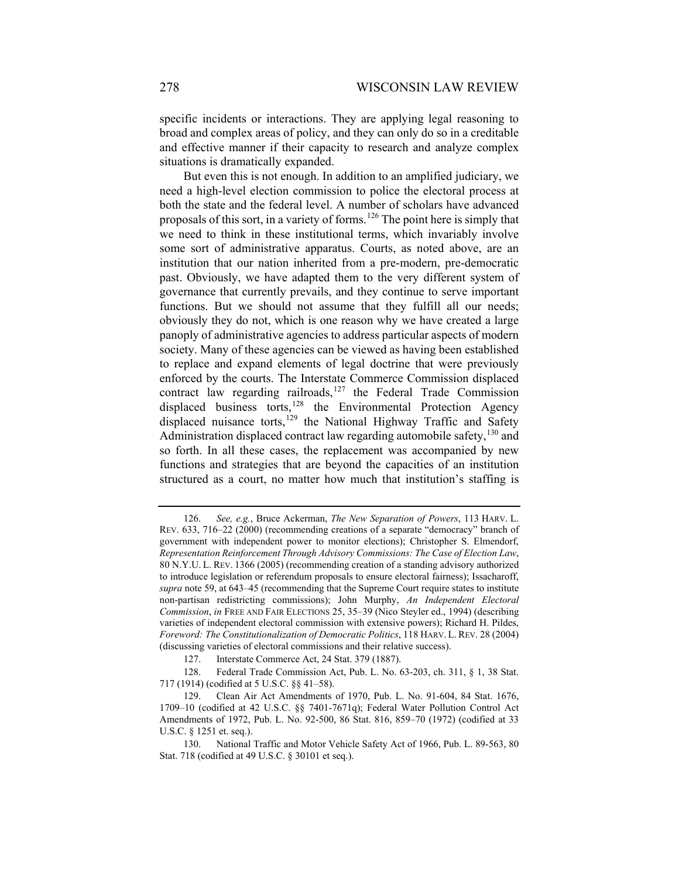specific incidents or interactions. They are applying legal reasoning to broad and complex areas of policy, and they can only do so in a creditable and effective manner if their capacity to research and analyze complex situations is dramatically expanded.

But even this is not enough. In addition to an amplified judiciary, we need a high-level election commission to police the electoral process at both the state and the federal level. A number of scholars have advanced proposals of this sort, in a variety of forms.[126] The point here is simply that we need to think in these institutional terms, which invariably involve some sort of administrative apparatus. Courts, as noted above, are an institution that our nation inherited from a pre-modern, pre-democratic past. Obviously, we have adapted them to the very different system of governance that currently prevails, and they continue to serve important functions. But we should not assume that they fulfill all our needs; obviously they do not, which is one reason why we have created a large panoply of administrative agencies to address particular aspects of modern society. Many of these agencies can be viewed as having been established to replace and expand elements of legal doctrine that were previously enforced by the courts. The Interstate Commerce Commission displaced contract law regarding railroads,[127] the Federal Trade Commission displaced business torts,[128] the Environmental Protection Agency displaced nuisance torts,[129] the National Highway Traffic and Safety Administration displaced contract law regarding automobile safety,[130] and so forth. In all these cases, the replacement was accompanied by new functions and strategies that are beyond the capacities of an institution structured as a court, no matter how much that institution's staffing is

---

126. *See, e.g.*, Bruce Ackerman, *The New Separation of Powers*, 113 HARV. L. REV. 633, 716–22 (2000) (recommending creations of a separate "democracy" branch of government with independent power to monitor elections); Christopher S. Elmendorf, *Representation Reinforcement Through Advisory Commissions: The Case of Election Law*, 80 N.Y.U. L. REV. 1366 (2005) (recommending creation of a standing advisory authorized to introduce legislation or referendum proposals to ensure electoral fairness); Issacharoff, *supra* note 59, at 643–45 (recommending that the Supreme Court require states to institute non-partisan redistricting commissions); John Murphy, *An Independent Electoral Commission*, *in* FREE AND FAIR ELECTIONS 25, 35–39 (Nico Steyler ed., 1994) (describing varieties of independent electoral commission with extensive powers); Richard H. Pildes, *Foreword: The Constitutionalization of Democratic Politics*, 118 HARV. L. REV. 28 (2004) (discussing varieties of electoral commissions and their relative success).

127. Interstate Commerce Act, 24 Stat. 379 (1887).

128. Federal Trade Commission Act, Pub. L. No. 63-203, ch. 311, § 1, 38 Stat. 717 (1914) (codified at 5 U.S.C. §§ 41–58).

129. Clean Air Act Amendments of 1970, Pub. L. No. 91-604, 84 Stat. 1676, 1709–10 (codified at 42 U.S.C. §§ 7401-7671q); Federal Water Pollution Control Act Amendments of 1972, Pub. L. No. 92-500, 86 Stat. 816, 859–70 (1972) (codified at 33 U.S.C. § 1251 et. seq.).

130. National Traffic and Motor Vehicle Safety Act of 1966, Pub. L. 89-563, 80 Stat. 718 (codified at 49 U.S.C. § 30101 et seq.).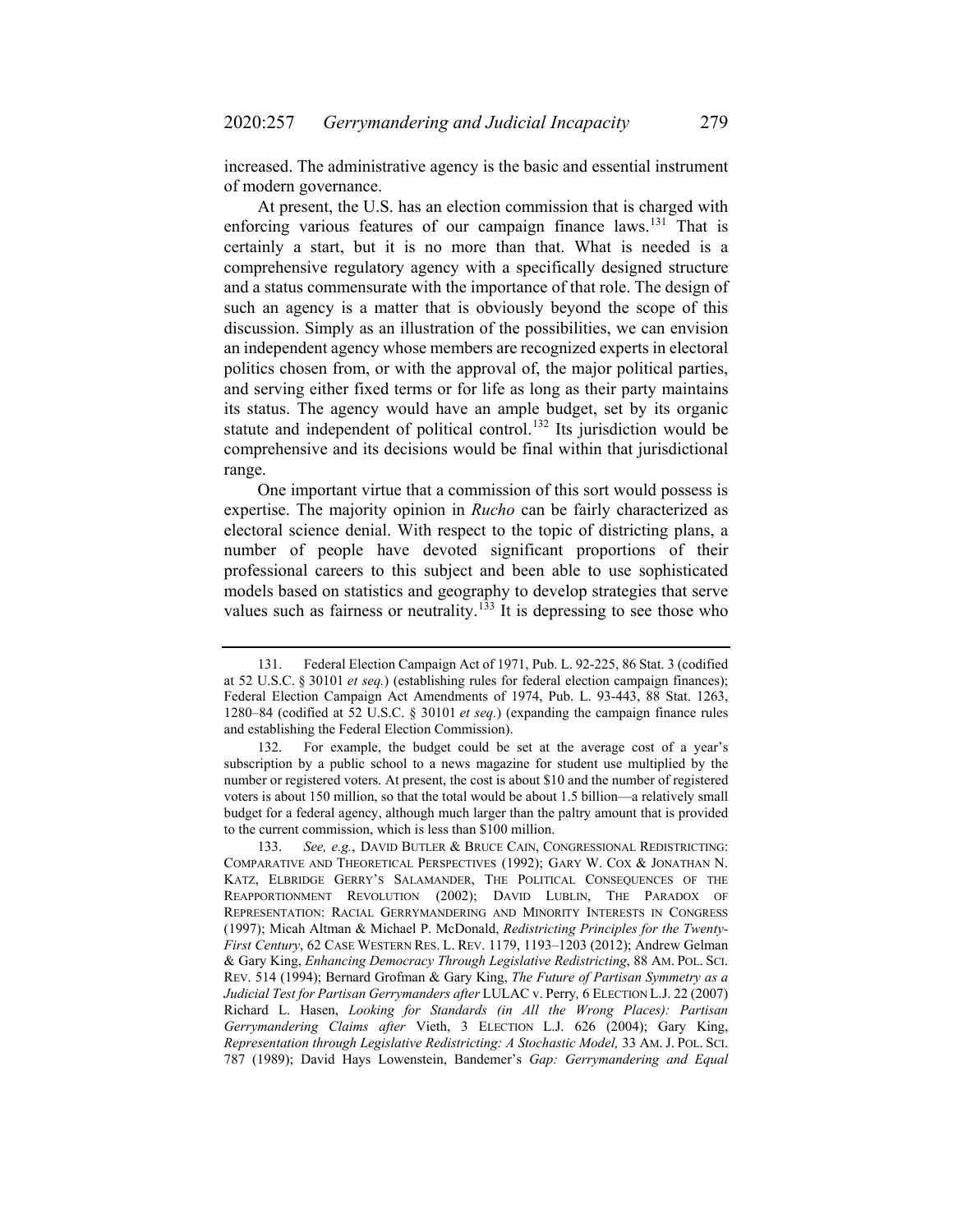increased. The administrative agency is the basic and essential instrument of modern governance.

At present, the U.S. has an election commission that is charged with enforcing various features of our campaign finance laws.[131] That is certainly a start, but it is no more than that. What is needed is a comprehensive regulatory agency with a specifically designed structure and a status commensurate with the importance of that role. The design of such an agency is a matter that is obviously beyond the scope of this discussion. Simply as an illustration of the possibilities, we can envision an independent agency whose members are recognized experts in electoral politics chosen from, or with the approval of, the major political parties, and serving either fixed terms or for life as long as their party maintains its status. The agency would have an ample budget, set by its organic statute and independent of political control.[132] Its jurisdiction would be comprehensive and its decisions would be final within that jurisdictional range.

One important virtue that a commission of this sort would possess is expertise. The majority opinion in *Rucho* can be fairly characterized as electoral science denial. With respect to the topic of districting plans, a number of people have devoted significant proportions of their professional careers to this subject and been able to use sophisticated models based on statistics and geography to develop strategies that serve values such as fairness or neutrality.[133] It is depressing to see those who

---

131. Federal Election Campaign Act of 1971, Pub. L. 92-225, 86 Stat. 3 (codified at 52 U.S.C. § 30101 *et seq.*) (establishing rules for federal election campaign finances); Federal Election Campaign Act Amendments of 1974, Pub. L. 93-443, 88 Stat. 1263, 1280–84 (codified at 52 U.S.C. § 30101 *et seq.*) (expanding the campaign finance rules and establishing the Federal Election Commission).

132. For example, the budget could be set at the average cost of a year's subscription by a public school to a news magazine for student use multiplied by the number or registered voters. At present, the cost is about $10 and the number of registered voters is about 150 million, so that the total would be about 1.5 billion—a relatively small budget for a federal agency, although much larger than the paltry amount that is provided to the current commission, which is less than $100 million.

133. *See, e.g.*, DAVID BUTLER & BRUCE CAIN, CONGRESSIONAL REDISTRICTING: COMPARATIVE AND THEORETICAL PERSPECTIVES (1992); GARY W. COX & JONATHAN N. KATZ, ELBRIDGE GERRY'S SALAMANDER, THE POLITICAL CONSEQUENCES OF THE REAPPORTIONMENT REVOLUTION (2002); DAVID LUBLIN, THE PARADOX OF REPRESENTATION: RACIAL GERRYMANDERING AND MINORITY INTERESTS IN CONGRESS (1997); Micah Altman & Michael P. McDonald, *Redistricting Principles for the Twenty-First Century*, 62 CASE WESTERN RES. L. REV. 1179, 1193–1203 (2012); Andrew Gelman & Gary King, *Enhancing Democracy Through Legislative Redistricting*, 88 AM. POL. SCI. REV. 514 (1994); Bernard Grofman & Gary King, *The Future of Partisan Symmetry as a Judicial Test for Partisan Gerrymanders after* LULAC v. Perry*,* 6 ELECTION L.J. 22 (2007) Richard L. Hasen, *Looking for Standards (in All the Wrong Places): Partisan Gerrymandering Claims after* Vieth, 3 ELECTION L.J. 626 (2004); Gary King, *Representation through Legislative Redistricting: A Stochastic Model,* 33 AM. J. POL. SCI. 787 (1989); David Hays Lowenstein, Bandemer's *Gap: Gerrymandering and Equal*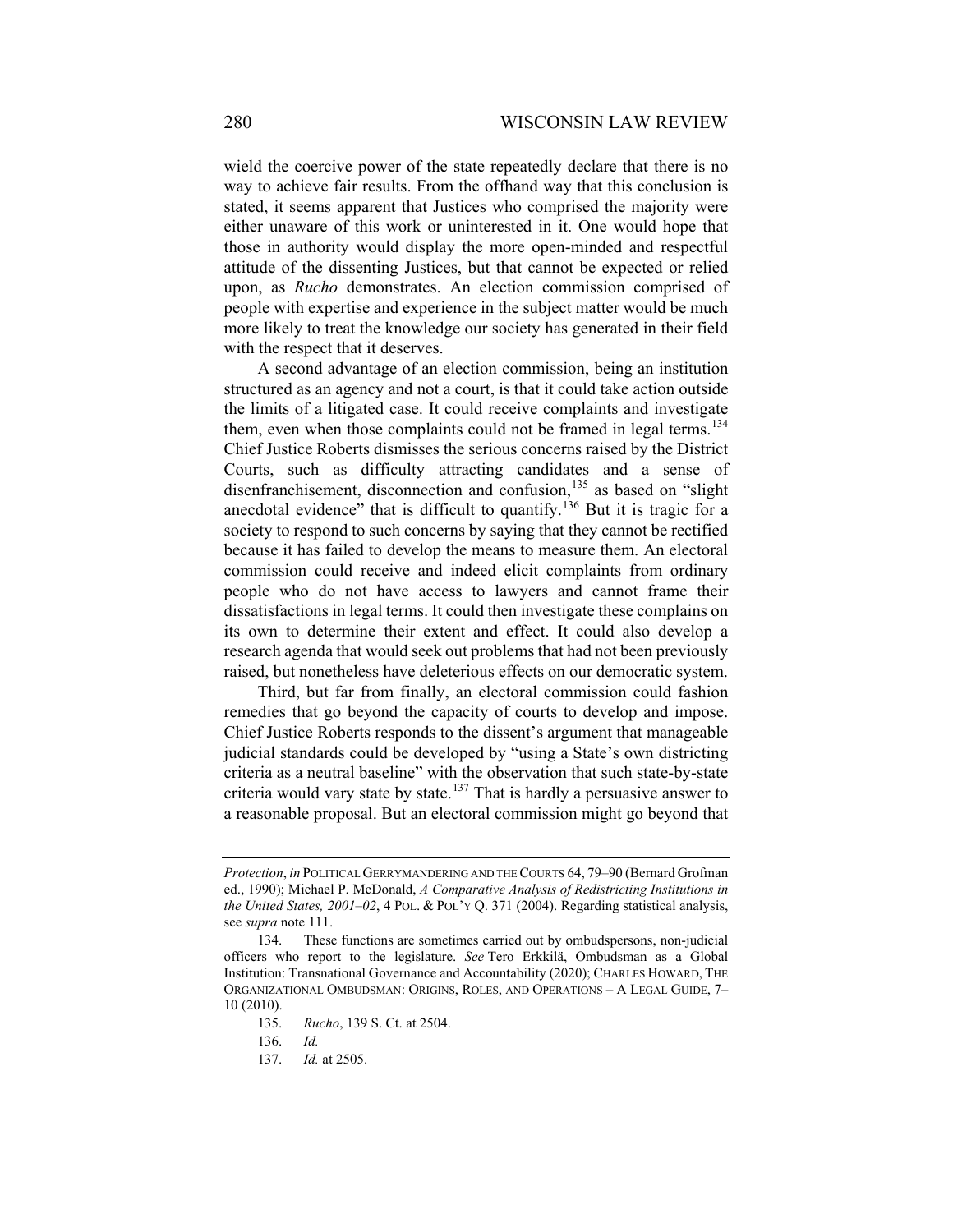wield the coercive power of the state repeatedly declare that there is no way to achieve fair results. From the offhand way that this conclusion is stated, it seems apparent that Justices who comprised the majority were either unaware of this work or uninterested in it. One would hope that those in authority would display the more open-minded and respectful attitude of the dissenting Justices, but that cannot be expected or relied upon, as *Rucho* demonstrates. An election commission comprised of people with expertise and experience in the subject matter would be much more likely to treat the knowledge our society has generated in their field with the respect that it deserves.

A second advantage of an election commission, being an institution structured as an agency and not a court, is that it could take action outside the limits of a litigated case. It could receive complaints and investigate them, even when those complaints could not be framed in legal terms.[134] Chief Justice Roberts dismisses the serious concerns raised by the District Courts, such as difficulty attracting candidates and a sense of disenfranchisement, disconnection and confusion,[135] as based on "slight anecdotal evidence" that is difficult to quantify.[136] But it is tragic for a society to respond to such concerns by saying that they cannot be rectified because it has failed to develop the means to measure them. An electoral commission could receive and indeed elicit complaints from ordinary people who do not have access to lawyers and cannot frame their dissatisfactions in legal terms. It could then investigate these complains on its own to determine their extent and effect. It could also develop a research agenda that would seek out problems that had not been previously raised, but nonetheless have deleterious effects on our democratic system.

Third, but far from finally, an electoral commission could fashion remedies that go beyond the capacity of courts to develop and impose. Chief Justice Roberts responds to the dissent's argument that manageable judicial standards could be developed by "using a State's own districting criteria as a neutral baseline" with the observation that such state-by-state criteria would vary state by state.[137] That is hardly a persuasive answer to a reasonable proposal. But an electoral commission might go beyond that

---

*Protection*, *in* POLITICAL GERRYMANDERING AND THE COURTS 64, 79–90 (Bernard Grofman ed., 1990); Michael P. McDonald, *A Comparative Analysis of Redistricting Institutions in the United States, 2001–02*, 4 POL. & POL'Y Q. 371 (2004). Regarding statistical analysis, see *supra* note 111.

134. These functions are sometimes carried out by ombudspersons, non-judicial officers who report to the legislature. *See* Tero Erkkilä, Ombudsman as a Global Institution: Transnational Governance and Accountability (2020); CHARLES HOWARD, THE ORGANIZATIONAL OMBUDSMAN: ORIGINS, ROLES, AND OPERATIONS – A LEGAL GUIDE, 7–10 (2010).

135. *Rucho*, 139 S. Ct. at 2504.

136. *Id.*

137. *Id.* at 2505.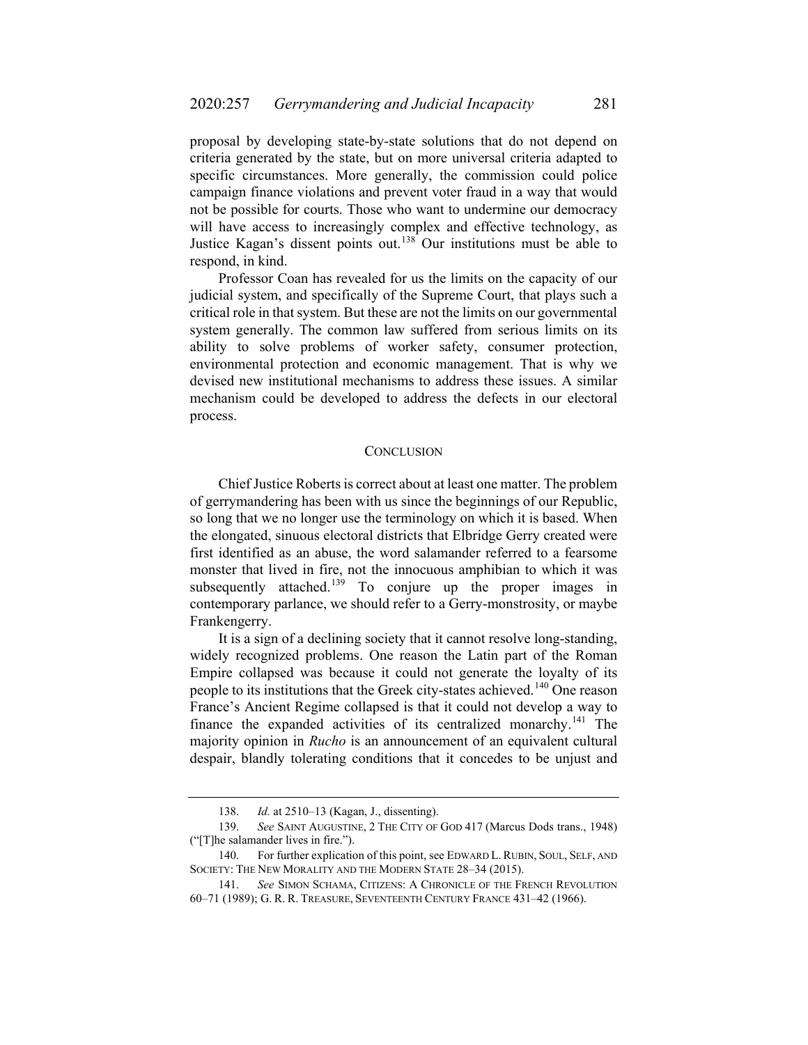proposal by developing state-by-state solutions that do not depend on criteria generated by the state, but on more universal criteria adapted to specific circumstances. More generally, the commission could police campaign finance violations and prevent voter fraud in a way that would not be possible for courts. Those who want to undermine our democracy will have access to increasingly complex and effective technology, as Justice Kagan's dissent points out.[138] Our institutions must be able to respond, in kind.

Professor Coan has revealed for us the limits on the capacity of our judicial system, and specifically of the Supreme Court, that plays such a critical role in that system. But these are not the limits on our governmental system generally. The common law suffered from serious limits on its ability to solve problems of worker safety, consumer protection, environmental protection and economic management. That is why we devised new institutional mechanisms to address these issues. A similar mechanism could be developed to address the defects in our electoral process.

## CONCLUSION

Chief Justice Roberts is correct about at least one matter. The problem of gerrymandering has been with us since the beginnings of our Republic, so long that we no longer use the terminology on which it is based. When the elongated, sinuous electoral districts that Elbridge Gerry created were first identified as an abuse, the word salamander referred to a fearsome monster that lived in fire, not the innocuous amphibian to which it was subsequently attached.[139] To conjure up the proper images in contemporary parlance, we should refer to a Gerry-monstrosity, or maybe Frankengerry.

It is a sign of a declining society that it cannot resolve long-standing, widely recognized problems. One reason the Latin part of the Roman Empire collapsed was because it could not generate the loyalty of its people to its institutions that the Greek city-states achieved.[140] One reason France's Ancient Regime collapsed is that it could not develop a way to finance the expanded activities of its centralized monarchy.[141] The majority opinion in *Rucho* is an announcement of an equivalent cultural despair, blandly tolerating conditions that it concedes to be unjust and

---

138. *Id.* at 2510–13 (Kagan, J., dissenting).

139. *See* SAINT AUGUSTINE, 2 THE CITY OF GOD 417 (Marcus Dods trans., 1948) ("[T]he salamander lives in fire.").

140. For further explication of this point, see EDWARD L. RUBIN, SOUL, SELF, AND SOCIETY: THE NEW MORALITY AND THE MODERN STATE 28–34 (2015).

141. *See* SIMON SCHAMA, CITIZENS: A CHRONICLE OF THE FRENCH REVOLUTION 60–71 (1989); G. R. R. TREASURE, SEVENTEENTH CENTURY FRANCE 431–42 (1966).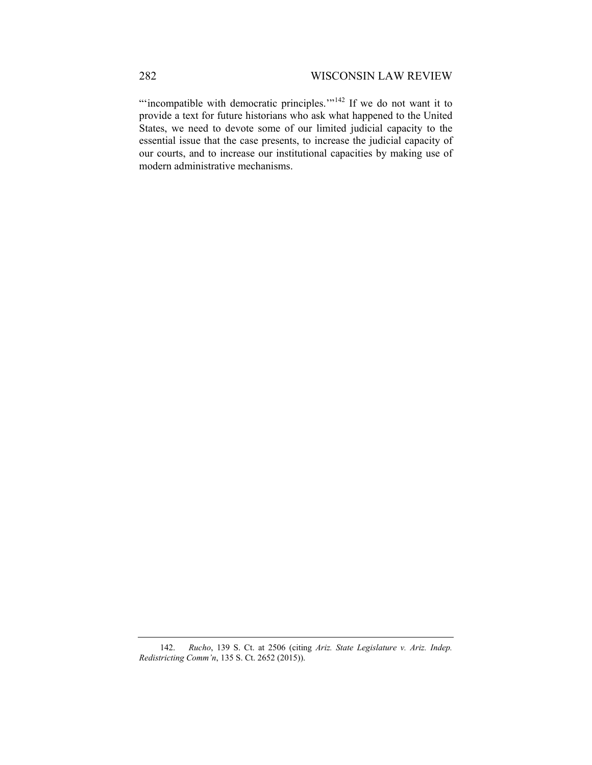"'incompatible with democratic principles.'"[142] If we do not want it to provide a text for future historians who ask what happened to the United States, we need to devote some of our limited judicial capacity to the essential issue that the case presents, to increase the judicial capacity of our courts, and to increase our institutional capacities by making use of modern administrative mechanisms.

---

142. *Rucho*, 139 S. Ct. at 2506 (citing *Ariz. State Legislature v. Ariz. Indep. Redistricting Comm'n*, 135 S. Ct. 2652 (2015)).